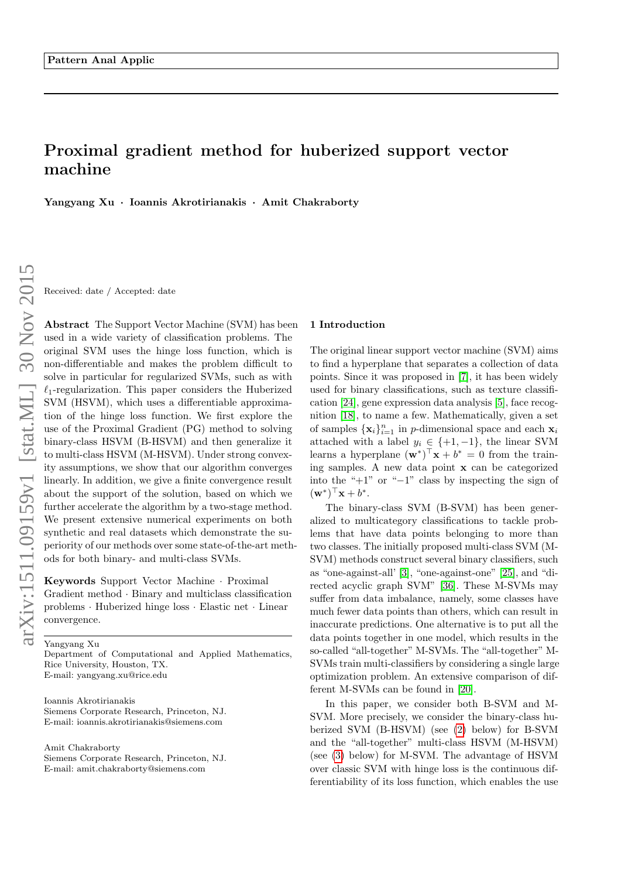# Proximal gradient method for huberized support vector machine

**Yangyang Xu · Ioannis Akrotirianakis · Amit Chakraborty**

Received: date / Accepted: date

**Abstract** The Support Vector Machine (SVM) has been used in a wide variety of classification problems. The original SVM uses the hinge loss function, which is non-differentiable and makes the problem difficult to solve in particular for regularized SVMs, such as with $\ell_1$-regularization. This paper considers the Huberized SVM (HSVM), which uses a differentiable approximation of the hinge loss function. We first explore the use of the Proximal Gradient (PG) method to solving binary-class HSVM (B-HSVM) and then generalize it to multi-class HSVM (M-HSVM). Under strong convexity assumptions, we show that our algorithm converges linearly. In addition, we give a finite convergence result about the support of the solution, based on which we further accelerate the algorithm by a two-stage method. We present extensive numerical experiments on both synthetic and real datasets which demonstrate the superiority of our methods over some state-of-the-art methods for both binary- and multi-class SVMs.

**Keywords** Support Vector Machine · Proximal Gradient method · Binary and multiclass classification problems · Huberized hinge loss · Elastic net · Linear convergence.

Yangyang Xu
Department of Computational and Applied Mathematics, Rice University, Houston, TX.
E-mail: yangyang.xu@rice.edu

Ioannis Akrotirianakis
Siemens Corporate Research, Princeton, NJ.
E-mail: ioannis.akrotirianakis@siemens.com

Amit Chakraborty
Siemens Corporate Research, Princeton, NJ.
E-mail: amit.chakraborty@siemens.com

## 1 Introduction

The original linear support vector machine (SVM) aims to find a hyperplane that separates a collection of data points. Since it was proposed in [7], it has been widely used for binary classifications, such as texture classification [24], gene expression data analysis [5], face recognition [18], to name a few. Mathematically, given a set of samples $\{\mathbf{x}_i\}_{i=1}^n$ in $p$-dimensional space and each $\mathbf{x}_i$ attached with a label $y_i \in \{+1, -1\}$, the linear SVM learns a hyperplane $(\mathbf{w}^*)^\top \mathbf{x} + b^* = 0$ from the training samples. A new data point $\mathbf{x}$ can be categorized into the "+1" or "−1" class by inspecting the sign of $(\mathbf{w}^*)^\top \mathbf{x} + b^*$.

The binary-class SVM (B-SVM) has been generalized to multicategory classifications to tackle problems that have data points belonging to more than two classes. The initially proposed multi-class SVM (M-SVM) methods construct several binary classifiers, such as "one-against-all' [3], "one-against-one" [25], and "directed acyclic graph SVM" [36]. These M-SVMs may suffer from data imbalance, namely, some classes have much fewer data points than others, which can result in inaccurate predictions. One alternative is to put all the data points together in one model, which results in the so-called "all-together" M-SVMs. The "all-together" M-SVMs train multi-classifiers by considering a single large optimization problem. An extensive comparison of different M-SVMs can be found in [20].

In this paper, we consider both B-SVM and M-SVM. More precisely, we consider the binary-class huberized SVM (B-HSVM) (see (2) below) for B-SVM and the "all-together" multi-class HSVM (M-HSVM) (see (3) below) for M-SVM. The advantage of HSVM over classic SVM with hinge loss is the continuous differentiability of its loss function, which enables the use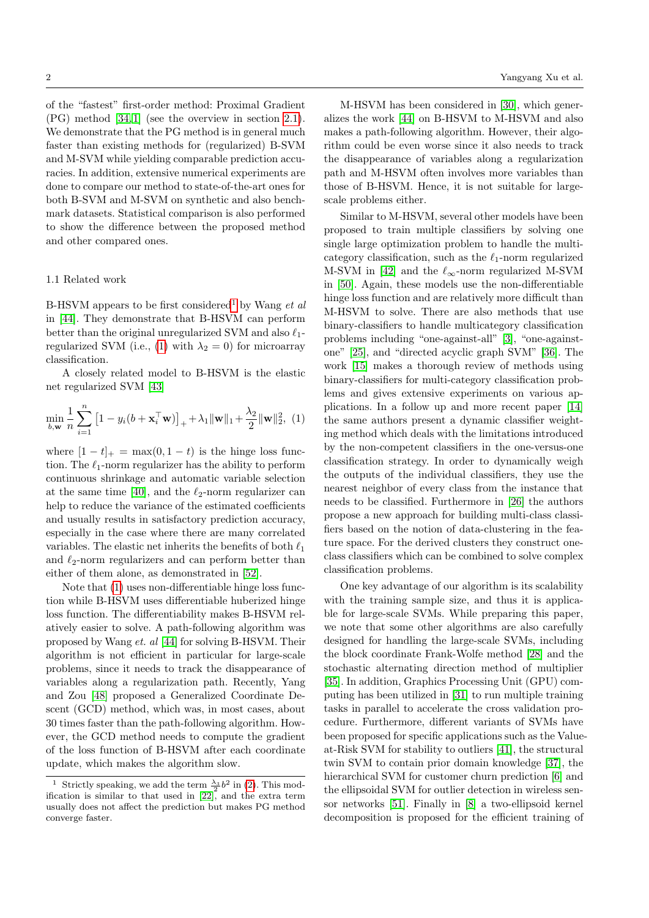of the "fastest" first-order method: Proximal Gradient (PG) method [34,1] (see the overview in section 2.1). We demonstrate that the PG method is in general much faster than existing methods for (regularized) B-SVM and M-SVM while yielding comparable prediction accuracies. In addition, extensive numerical experiments are done to compare our method to state-of-the-art ones for both B-SVM and M-SVM on synthetic and also benchmark datasets. Statistical comparison is also performed to show the difference between the proposed method and other compared ones.

### 1.1 Related work

B-HSVM appears to be first considered[1] by Wang *et al* in [44]. They demonstrate that B-HSVM can perform better than the original unregularized SVM and also $\ell_1$-regularized SVM (i.e., (1) with $\lambda_2 = 0$) for microarray classification.

A closely related model to B-HSVM is the elastic net regularized SVM [43]

$$\min_{b,\mathbf{w}} \frac{1}{n}\sum_{i=1}^{n}\left[1 - y_i(b + \mathbf{x}_i^\top \mathbf{w})\right]_+ + \lambda_1\|\mathbf{w}\|_1 + \frac{\lambda_2}{2}\|\mathbf{w}\|_2^2, \quad (1)$$

where $[1-t]_+ = \max(0, 1-t)$ is the hinge loss function. The $\ell_1$-norm regularizer has the ability to perform continuous shrinkage and automatic variable selection at the same time [40], and the $\ell_2$-norm regularizer can help to reduce the variance of the estimated coefficients and usually results in satisfactory prediction accuracy, especially in the case where there are many correlated variables. The elastic net inherits the benefits of both $\ell_1$ and $\ell_2$-norm regularizers and can perform better than either of them alone, as demonstrated in [52].

Note that (1) uses non-differentiable hinge loss function while B-HSVM uses differentiable huberized hinge loss function. The differentiability makes B-HSVM relatively easier to solve. A path-following algorithm was proposed by Wang *et. al* [44] for solving B-HSVM. Their algorithm is not efficient in particular for large-scale problems, since it needs to track the disappearance of variables along a regularization path. Recently, Yang and Zou [48] proposed a Generalized Coordinate Descent (GCD) method, which was, in most cases, about 30 times faster than the path-following algorithm. However, the GCD method needs to compute the gradient of the loss function of B-HSVM after each coordinate update, which makes the algorithm slow.

M-HSVM has been considered in [30], which generalizes the work [44] on B-HSVM to M-HSVM and also makes a path-following algorithm. However, their algorithm could be even worse since it also needs to track the disappearance of variables along a regularization path and M-HSVM often involves more variables than those of B-HSVM. Hence, it is not suitable for large-scale problems either.

Similar to M-HSVM, several other models have been proposed to train multiple classifiers by solving one single large optimization problem to handle the multi-category classification, such as the $\ell_1$-norm regularized M-SVM in [42] and the $\ell_\infty$-norm regularized M-SVM in [50]. Again, these models use the non-differentiable hinge loss function and are relatively more difficult than M-HSVM to solve. There are also methods that use binary-classifiers to handle multicategory classification problems including "one-against-all" [3], "one-against-one" [25], and "directed acyclic graph SVM" [36]. The work [15] makes a thorough review of methods using binary-classifiers for multi-category classification problems and gives extensive experiments on various applications. In a follow up and more recent paper [14] the same authors present a dynamic classifier weighting method which deals with the limitations introduced by the non-competent classifiers in the one-versus-one classification strategy. In order to dynamically weigh the outputs of the individual classifiers, they use the nearest neighbor of every class from the instance that needs to be classified. Furthermore in [26] the authors propose a new approach for building multi-class classifiers based on the notion of data-clustering in the feature space. For the derived clusters they construct one-class classifiers which can be combined to solve complex classification problems.

One key advantage of our algorithm is its scalability with the training sample size, and thus it is applicable for large-scale SVMs. While preparing this paper, we note that some other algorithms are also carefully designed for handling the large-scale SVMs, including the block coordinate Frank-Wolfe method [28] and the stochastic alternating direction method of multiplier [35]. In addition, Graphics Processing Unit (GPU) computing has been utilized in [31] to run multiple training tasks in parallel to accelerate the cross validation procedure. Furthermore, different variants of SVMs have been proposed for specific applications such as the Value-at-Risk SVM for stability to outliers [41], the structural twin SVM to contain prior domain knowledge [37], the hierarchical SVM for customer churn prediction [6] and the ellipsoidal SVM for outlier detection in wireless sensor networks [51]. Finally in [8] a two-ellipsoid kernel decomposition is proposed for the efficient training of

[1] Strictly speaking, we add the term $\frac{\lambda_3}{2}b^2$ in (2). This modification is similar to that used in [22], and the extra term usually does not affect the prediction but makes PG method converge faster.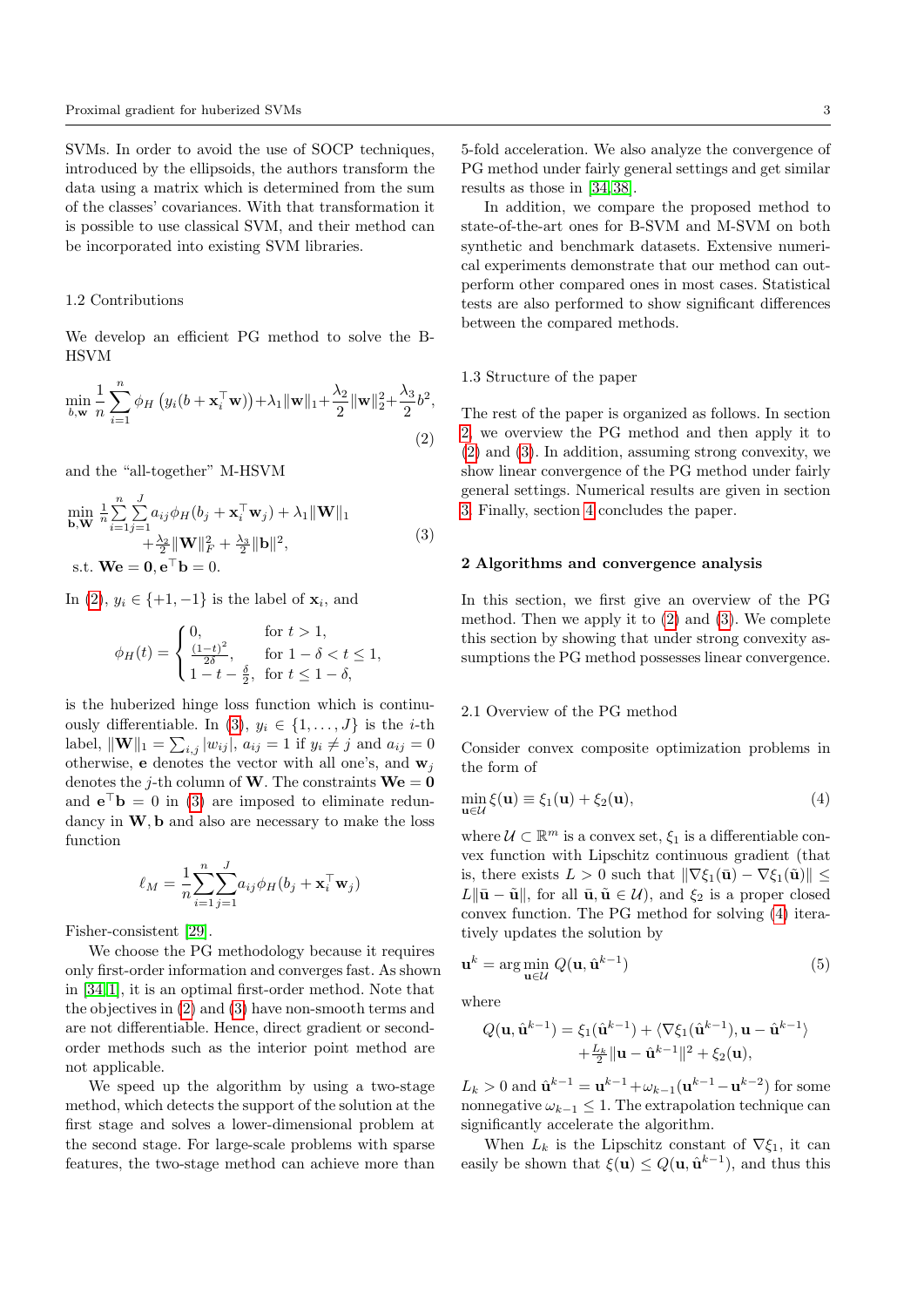SVMs. In order to avoid the use of SOCP techniques, introduced by the ellipsoids, the authors transform the data using a matrix which is determined from the sum of the classes' covariances. With that transformation it is possible to use classical SVM, and their method can be incorporated into existing SVM libraries.

### 1.2 Contributions

We develop an efficient PG method to solve the B-HSVM

$$\min_{b,\mathbf{w}} \frac{1}{n}\sum_{i=1}^{n}\phi_H\left(y_i(b+\mathbf{x}_i^\top\mathbf{w})\right)+\lambda_1\|\mathbf{w}\|_1+\frac{\lambda_2}{2}\|\mathbf{w}\|_2^2+\frac{\lambda_3}{2}b^2, \tag{2}$$

and the "all-together" M-HSVM

$$\begin{aligned}\min_{\mathbf{b},\mathbf{W}} &\ \frac{1}{n}\sum_{i=1}^{n}\sum_{j=1}^{J}a_{ij}\phi_H(b_j+\mathbf{x}_i^\top\mathbf{w}_j)+\lambda_1\|\mathbf{W}\|_1 \\ &+\frac{\lambda_2}{2}\|\mathbf{W}\|_F^2+\frac{\lambda_3}{2}\|\mathbf{b}\|^2, \\ \text{s.t. } &\mathbf{W}\mathbf{e}=\mathbf{0}, \mathbf{e}^\top\mathbf{b}=0.\end{aligned} \tag{3}$$

In (2), $y_i\in\{+1,-1\}$ is the label of $\mathbf{x}_i$, and

$$\phi_H(t)=\begin{cases}0, & \text{for } t>1,\\ \frac{(1-t)^2}{2\delta}, & \text{for } 1-\delta<t\le 1,\\ 1-t-\frac{\delta}{2}, & \text{for } t\le 1-\delta,\end{cases}$$

is the huberized hinge loss function which is continuously differentiable. In (3), $y_i\in\{1,\dots,J\}$ is the $i$-th label, $\|\mathbf{W}\|_1=\sum_{i,j}|w_{ij}|$, $a_{ij}=1$ if $y_i\neq j$ and $a_{ij}=0$ otherwise, $\mathbf{e}$ denotes the vector with all one's, and $\mathbf{w}_j$ denotes the $j$-th column of $\mathbf{W}$. The constraints $\mathbf{W}\mathbf{e}=\mathbf{0}$ and $\mathbf{e}^\top\mathbf{b}=0$ in (3) are imposed to eliminate redundancy in $\mathbf{W},\mathbf{b}$ and also are necessary to make the loss function

$$\ell_M=\frac{1}{n}\sum_{i=1}^{n}\sum_{j=1}^{J}a_{ij}\phi_H(b_j+\mathbf{x}_i^\top\mathbf{w}_j)$$

Fisher-consistent [29].

We choose the PG methodology because it requires only first-order information and converges fast. As shown in [34,1], it is an optimal first-order method. Note that the objectives in (2) and (3) have non-smooth terms and are not differentiable. Hence, direct gradient or second-order methods such as the interior point method are not applicable.

We speed up the algorithm by using a two-stage method, which detects the support of the solution at the first stage and solves a lower-dimensional problem at the second stage. For large-scale problems with sparse features, the two-stage method can achieve more than 5-fold acceleration. We also analyze the convergence of PG method under fairly general settings and get similar results as those in [34,38].

In addition, we compare the proposed method to state-of-the-art ones for B-SVM and M-SVM on both synthetic and benchmark datasets. Extensive numerical experiments demonstrate that our method can outperform other compared ones in most cases. Statistical tests are also performed to show significant differences between the compared methods.

### 1.3 Structure of the paper

The rest of the paper is organized as follows. In section 2, we overview the PG method and then apply it to (2) and (3). In addition, assuming strong convexity, we show linear convergence of the PG method under fairly general settings. Numerical results are given in section 3. Finally, section 4 concludes the paper.

## 2 Algorithms and convergence analysis

In this section, we first give an overview of the PG method. Then we apply it to (2) and (3). We complete this section by showing that under strong convexity assumptions the PG method possesses linear convergence.

### 2.1 Overview of the PG method

Consider convex composite optimization problems in the form of

$$\min_{\mathbf{u}\in\mathcal{U}}\xi(\mathbf{u})\equiv\xi_1(\mathbf{u})+\xi_2(\mathbf{u}), \tag{4}$$

where $\mathcal{U}\subset\mathbb{R}^m$ is a convex set, $\xi_1$ is a differentiable convex function with Lipschitz continuous gradient (that is, there exists $L>0$ such that $\|\nabla\xi_1(\bar{\mathbf{u}})-\nabla\xi_1(\tilde{\mathbf{u}})\|\le L\|\bar{\mathbf{u}}-\tilde{\mathbf{u}}\|$, for all $\bar{\mathbf{u}},\tilde{\mathbf{u}}\in\mathcal{U}$), and $\xi_2$ is a proper closed convex function. The PG method for solving (4) iteratively updates the solution by

$$\mathbf{u}^k=\arg\min_{\mathbf{u}\in\mathcal{U}}Q(\mathbf{u},\hat{\mathbf{u}}^{k-1}) \tag{5}$$

where

$$\begin{aligned}Q(\mathbf{u},\hat{\mathbf{u}}^{k-1})=&\ \xi_1(\hat{\mathbf{u}}^{k-1})+\langle\nabla\xi_1(\hat{\mathbf{u}}^{k-1}),\mathbf{u}-\hat{\mathbf{u}}^{k-1}\rangle\\ &+\frac{L_k}{2}\|\mathbf{u}-\hat{\mathbf{u}}^{k-1}\|^2+\xi_2(\mathbf{u}),\end{aligned}$$

$L_k>0$ and $\hat{\mathbf{u}}^{k-1}=\mathbf{u}^{k-1}+\omega_{k-1}(\mathbf{u}^{k-1}-\mathbf{u}^{k-2})$ for some nonnegative $\omega_{k-1}\le 1$. The extrapolation technique can significantly accelerate the algorithm.

When $L_k$ is the Lipschitz constant of $\nabla\xi_1$, it can easily be shown that $\xi(\mathbf{u})\le Q(\mathbf{u},\hat{\mathbf{u}}^{k-1})$, and thus this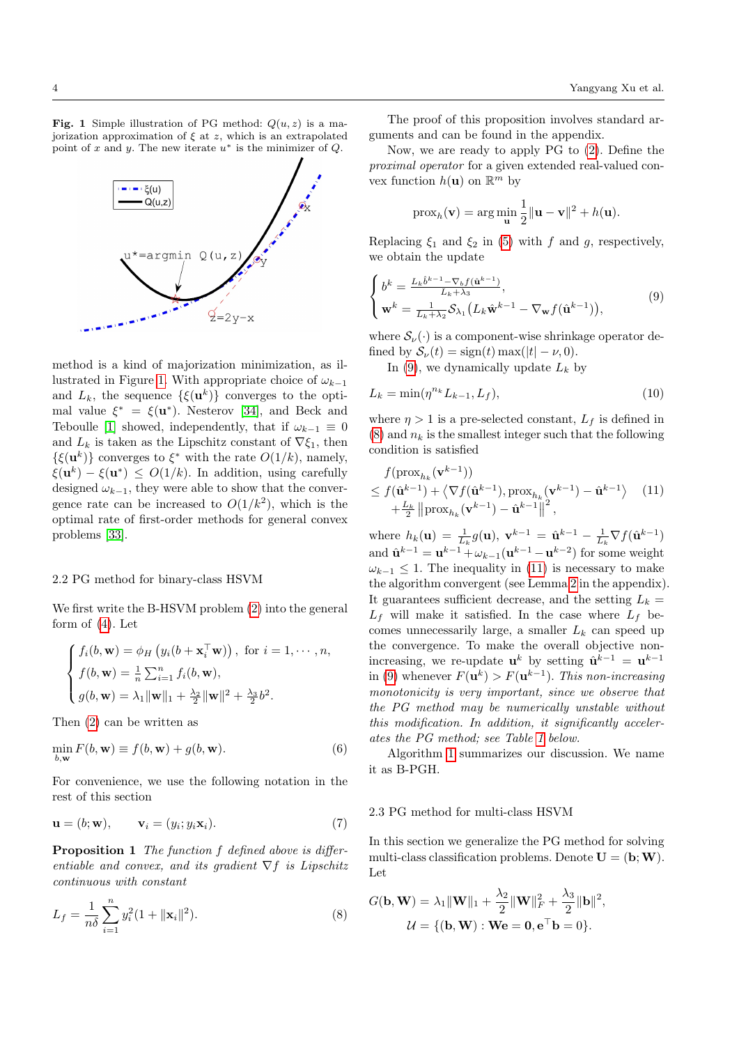**Fig. 1** Simple illustration of PG method: $Q(u,z)$ is a majorization approximation of $\xi$ at $z$, which is an extrapolated point of $x$ and $y$. The new iterate $u^*$ is the minimizer of $Q$.

method is a kind of majorization minimization, as illustrated in Figure 1. With appropriate choice of $\omega_{k-1}$ and $L_k$, the sequence $\{\xi(\mathbf{u}^k)\}$ converges to the optimal value $\xi^* = \xi(\mathbf{u}^*)$. Nesterov [34], and Beck and Teboulle [1] showed, independently, that if $\omega_{k-1} \equiv 0$ and $L_k$ is taken as the Lipschitz constant of $\nabla\xi_1$, then $\{\xi(\mathbf{u}^k)\}$ converges to $\xi^*$ with the rate $O(1/k)$, namely, $\xi(\mathbf{u}^k) - \xi(\mathbf{u}^*) \le O(1/k)$. In addition, using carefully designed $\omega_{k-1}$, they were able to show that the convergence rate can be increased to $O(1/k^2)$, which is the optimal rate of first-order methods for general convex problems [33].

## 2.2 PG method for binary-class HSVM

We first write the B-HSVM problem (2) into the general form of (4). Let

$$\begin{cases} f_i(b,\mathbf{w}) = \phi_H\left(y_i(b+\mathbf{x}_i^\top \mathbf{w})\right), \text{ for } i=1,\cdots,n,\\ f(b,\mathbf{w}) = \frac{1}{n}\sum_{i=1}^n f_i(b,\mathbf{w}),\\ g(b,\mathbf{w}) = \lambda_1\|\mathbf{w}\|_1 + \frac{\lambda_2}{2}\|\mathbf{w}\|^2 + \frac{\lambda_3}{2}b^2. \end{cases}$$

Then (2) can be written as

$$\min_{b,\mathbf{w}} F(b,\mathbf{w}) \equiv f(b,\mathbf{w}) + g(b,\mathbf{w}). \tag{6}$$

For convenience, we use the following notation in the rest of this section

$$\mathbf{u} = (b;\mathbf{w}), \qquad \mathbf{v}_i = (y_i; y_i\mathbf{x}_i). \tag{7}$$

**Proposition 1** *The function $f$ defined above is differentiable and convex, and its gradient $\nabla f$ is Lipschitz continuous with constant*

$$L_f = \frac{1}{n\delta}\sum_{i=1}^n y_i^2(1+\|\mathbf{x}_i\|^2). \tag{8}$$

The proof of this proposition involves standard arguments and can be found in the appendix.

Now, we are ready to apply PG to (2). Define the *proximal operator* for a given extended real-valued convex function $h(\mathbf{u})$ on $\mathbb{R}^m$ by

$$\text{prox}_h(\mathbf{v}) = \arg\min_{\mathbf{u}} \frac{1}{2}\|\mathbf{u}-\mathbf{v}\|^2 + h(\mathbf{u}).$$

Replacing $\xi_1$ and $\xi_2$ in (5) with $f$ and $g$, respectively, we obtain the update

$$\begin{cases} b^k = \frac{L_k\hat{b}^{k-1} - \nabla_b f(\hat{\mathbf{u}}^{k-1})}{L_k+\lambda_3},\\ \mathbf{w}^k = \frac{1}{L_k+\lambda_2}\mathcal{S}_{\lambda_1}\left(L_k\hat{\mathbf{w}}^{k-1} - \nabla_{\mathbf{w}} f(\hat{\mathbf{u}}^{k-1})\right), \end{cases} \tag{9}$$

where $\mathcal{S}_\nu(\cdot)$ is a component-wise shrinkage operator defined by $\mathcal{S}_\nu(t) = \text{sign}(t)\max(|t|-\nu, 0)$.

In (9), we dynamically update $L_k$ by

$$L_k = \min(\eta^{n_k} L_{k-1}, L_f), \tag{10}$$

where $\eta > 1$ is a pre-selected constant, $L_f$ is defined in (8) and $n_k$ is the smallest integer such that the following condition is satisfied

$$\begin{aligned} &f(\text{prox}_{h_k}(\mathbf{v}^{k-1}))\\ \le\ & f(\hat{\mathbf{u}}^{k-1}) + \left\langle \nabla f(\hat{\mathbf{u}}^{k-1}), \text{prox}_{h_k}(\mathbf{v}^{k-1}) - \hat{\mathbf{u}}^{k-1}\right\rangle\\ &+\tfrac{L_k}{2}\left\|\text{prox}_{h_k}(\mathbf{v}^{k-1}) - \hat{\mathbf{u}}^{k-1}\right\|^2, \end{aligned} \tag{11}$$

where $h_k(\mathbf{u}) = \frac{1}{L_k}g(\mathbf{u})$, $\mathbf{v}^{k-1} = \hat{\mathbf{u}}^{k-1} - \frac{1}{L_k}\nabla f(\hat{\mathbf{u}}^{k-1})$ and $\hat{\mathbf{u}}^{k-1} = \mathbf{u}^{k-1} + \omega_{k-1}(\mathbf{u}^{k-1} - \mathbf{u}^{k-2})$ for some weight $\omega_{k-1} \le 1$. The inequality in (11) is necessary to make the algorithm convergent (see Lemma 2 in the appendix). It guarantees sufficient decrease, and the setting $L_k = L_f$ will make it satisfied. In the case where $L_f$ becomes unnecessarily large, a smaller $L_k$ can speed up the convergence. To make the overall objective non-increasing, we re-update $\mathbf{u}^k$ by setting $\hat{\mathbf{u}}^{k-1} = \mathbf{u}^{k-1}$ in (9) whenever $F(\mathbf{u}^k) > F(\mathbf{u}^{k-1})$. *This non-increasing monotonicity is very important, since we observe that the PG method may be numerically unstable without this modification. In addition, it significantly accelerates the PG method; see Table 1 below.*

Algorithm 1 summarizes our discussion. We name it as B-PGH.

## 2.3 PG method for multi-class HSVM

In this section we generalize the PG method for solving multi-class classification problems. Denote $\mathbf{U} = (\mathbf{b};\mathbf{W})$. Let

$$\begin{aligned} G(\mathbf{b},\mathbf{W}) &= \lambda_1\|\mathbf{W}\|_1 + \frac{\lambda_2}{2}\|\mathbf{W}\|_F^2 + \frac{\lambda_3}{2}\|\mathbf{b}\|^2,\\ \mathcal{U} &= \{(\mathbf{b},\mathbf{W}) : \mathbf{W}\mathbf{e} = \mathbf{0}, \mathbf{e}^\top\mathbf{b} = 0\}. \end{aligned}$$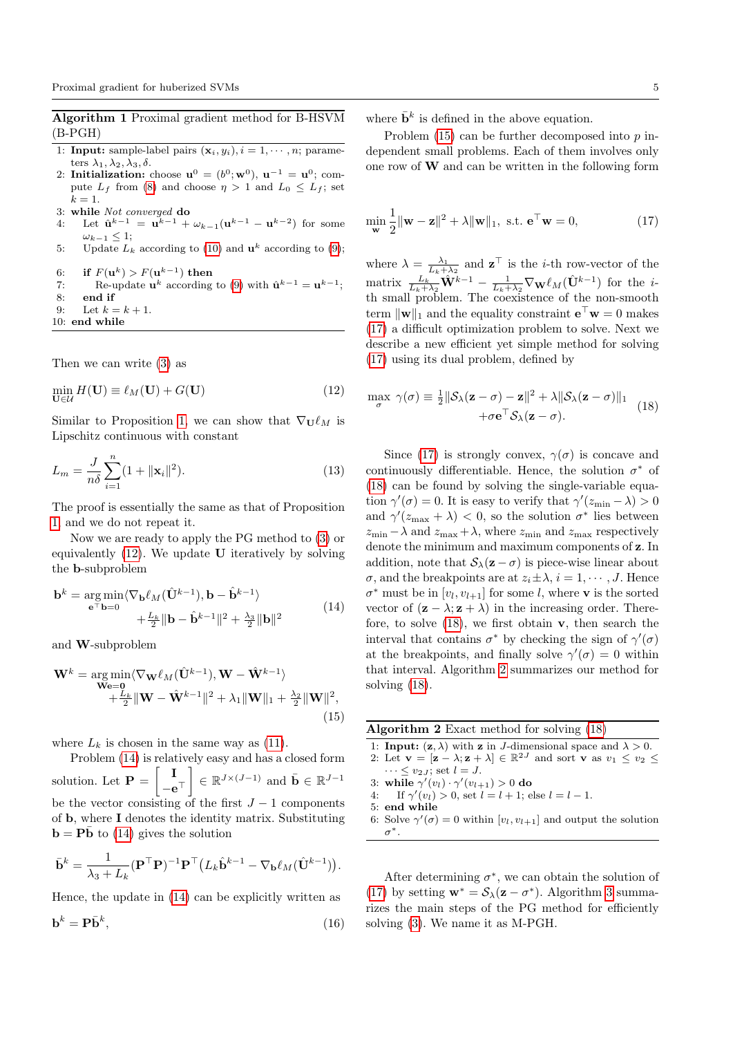**Algorithm 1** Proximal gradient method for B-HSVM (B-PGH)

1: **Input:** sample-label pairs $(\mathbf{x}_i, y_i), i = 1, \cdots, n$; parameters $\lambda_1, \lambda_2, \lambda_3, \delta$.
2: **Initialization:** choose $\mathbf{u}^0 = (b^0; \mathbf{w}^0)$, $\mathbf{u}^{-1} = \mathbf{u}^0$; compute $L_f$ from (8) and choose $\eta > 1$ and $L_0 \leq L_f$; set $k = 1$.
3: **while** *Not converged* **do**
4: Let $\hat{\mathbf{u}}^{k-1} = \mathbf{u}^{k-1} + \omega_{k-1}(\mathbf{u}^{k-1} - \mathbf{u}^{k-2})$ for some $\omega_{k-1} \leq 1$;
5: Update $L_k$ according to (10) and $\mathbf{u}^k$ according to (9);
6: **if** $F(\mathbf{u}^k) > F(\mathbf{u}^{k-1})$ **then**
7: Re-update $\mathbf{u}^k$ according to (9) with $\hat{\mathbf{u}}^{k-1} = \mathbf{u}^{k-1}$;
8: **end if**
9: Let $k = k + 1$.
10: **end while**

Then we can write (3) as

$$\min_{\mathbf{U}\in\mathcal{U}} H(\mathbf{U}) \equiv \ell_M(\mathbf{U}) + G(\mathbf{U}) \tag{12}$$

Similar to Proposition 1, we can show that $\nabla_{\mathbf{U}}\ell_M$ is Lipschitz continuous with constant

$$L_m = \frac{J}{n\delta}\sum_{i=1}^{n}(1 + \|\mathbf{x}_i\|^2). \tag{13}$$

The proof is essentially the same as that of Proposition 1 and we do not repeat it.

Now we are ready to apply the PG method to (3) or equivalently (12). We update $\mathbf{U}$ iteratively by solving the $\mathbf{b}$-subproblem

$$\mathbf{b}^k = \underset{\mathbf{e}^\top\mathbf{b}=0}{\arg\min} \langle \nabla_{\mathbf{b}}\ell_M(\hat{\mathbf{U}}^{k-1}), \mathbf{b} - \hat{\mathbf{b}}^{k-1}\rangle + \tfrac{L_k}{2}\|\mathbf{b} - \hat{\mathbf{b}}^{k-1}\|^2 + \tfrac{\lambda_3}{2}\|\mathbf{b}\|^2 \tag{14}$$

and $\mathbf{W}$-subproblem

$$\mathbf{W}^k = \underset{\mathbf{We}=\mathbf{0}}{\arg\min} \langle \nabla_{\mathbf{W}}\ell_M(\hat{\mathbf{U}}^{k-1}), \mathbf{W} - \hat{\mathbf{W}}^{k-1}\rangle + \tfrac{L_k}{2}\|\mathbf{W} - \hat{\mathbf{W}}^{k-1}\|^2 + \lambda_1\|\mathbf{W}\|_1 + \tfrac{\lambda_2}{2}\|\mathbf{W}\|^2, \tag{15}$$

where $L_k$ is chosen in the same way as (11).

Problem (14) is relatively easy and has a closed form solution. Let $\mathbf{P} = \begin{bmatrix} \mathbf{I} \\ -\mathbf{e}^\top \end{bmatrix} \in \mathbb{R}^{J\times(J-1)}$ and $\bar{\mathbf{b}} \in \mathbb{R}^{J-1}$ be the vector consisting of the first $J-1$ components of $\mathbf{b}$, where $\mathbf{I}$ denotes the identity matrix. Substituting $\mathbf{b} = \mathbf{P}\bar{\mathbf{b}}$ to (14) gives the solution

$$\bar{\mathbf{b}}^k = \frac{1}{\lambda_3 + L_k}(\mathbf{P}^\top\mathbf{P})^{-1}\mathbf{P}^\top\big(L_k\hat{\mathbf{b}}^{k-1} - \nabla_{\mathbf{b}}\ell_M(\hat{\mathbf{U}}^{k-1})\big).$$

Hence, the update in (14) can be explicitly written as

$$\mathbf{b}^k = \mathbf{P}\bar{\mathbf{b}}^k, \tag{16}$$

where $\bar{\mathbf{b}}^k$ is defined in the above equation.

Problem (15) can be further decomposed into $p$ independent small problems. Each of them involves only one row of $\mathbf{W}$ and can be written in the following form

$$\min_{\mathbf{w}} \frac{1}{2}\|\mathbf{w} - \mathbf{z}\|^2 + \lambda\|\mathbf{w}\|_1, \text{ s.t. } \mathbf{e}^\top\mathbf{w} = 0, \tag{17}$$

where $\lambda = \frac{\lambda_1}{L_k+\lambda_2}$ and $\mathbf{z}^\top$ is the $i$-th row-vector of the matrix $\frac{L_k}{L_k+\lambda_2}\hat{\mathbf{W}}^{k-1} - \frac{1}{L_k+\lambda_2}\nabla_{\mathbf{W}}\ell_M(\hat{\mathbf{U}}^{k-1})$ for the $i$-th small problem. The coexistence of the non-smooth term $\|\mathbf{w}\|_1$ and the equality constraint $\mathbf{e}^\top\mathbf{w} = 0$ makes (17) a difficult optimization problem to solve. Next we describe a new efficient yet simple method for solving (17) using its dual problem, defined by

$$\max_{\sigma}\ \gamma(\sigma) \equiv \tfrac{1}{2}\|\mathcal{S}_\lambda(\mathbf{z} - \sigma) - \mathbf{z}\|^2 + \lambda\|\mathcal{S}_\lambda(\mathbf{z} - \sigma)\|_1 + \sigma\mathbf{e}^\top\mathcal{S}_\lambda(\mathbf{z} - \sigma). \tag{18}$$

Since (17) is strongly convex, $\gamma(\sigma)$ is concave and continuously differentiable. Hence, the solution $\sigma^*$ of (18) can be found by solving the single-variable equation $\gamma'(\sigma) = 0$. It is easy to verify that $\gamma'(z_{\min} - \lambda) > 0$ and $\gamma'(z_{\max} + \lambda) < 0$, so the solution $\sigma^*$ lies between $z_{\min} - \lambda$ and $z_{\max} + \lambda$, where $z_{\min}$ and $z_{\max}$ respectively denote the minimum and maximum components of $\mathbf{z}$. In addition, note that $\mathcal{S}_\lambda(\mathbf{z} - \sigma)$ is piece-wise linear about $\sigma$, and the breakpoints are at $z_i \pm \lambda$, $i = 1, \cdots, J$. Hence $\sigma^*$ must be in $[v_l, v_{l+1}]$ for some $l$, where $\mathbf{v}$ is the sorted vector of $(\mathbf{z} - \lambda; \mathbf{z} + \lambda)$ in the increasing order. Therefore, to solve (18), we first obtain $\mathbf{v}$, then search the interval that contains $\sigma^*$ by checking the sign of $\gamma'(\sigma)$ at the breakpoints, and finally solve $\gamma'(\sigma) = 0$ within that interval. Algorithm 2 summarizes our method for solving (18).

**Algorithm 2** Exact method for solving (18)

1: **Input:** $(\mathbf{z}, \lambda)$ with $\mathbf{z}$ in $J$-dimensional space and $\lambda > 0$.
2: Let $\mathbf{v} = [\mathbf{z} - \lambda; \mathbf{z} + \lambda] \in \mathbb{R}^{2J}$ and sort $\mathbf{v}$ as $v_1 \leq v_2 \leq \cdots \leq v_{2J}$; set $l = J$.
3: **while** $\gamma'(v_l) \cdot \gamma'(v_{l+1}) > 0$ **do**
4: If $\gamma'(v_l) > 0$, set $l = l + 1$; else $l = l - 1$.
5: **end while**
6: Solve $\gamma'(\sigma) = 0$ within $[v_l, v_{l+1}]$ and output the solution $\sigma^*$.

After determining $\sigma^*$, we can obtain the solution of (17) by setting $\mathbf{w}^* = \mathcal{S}_\lambda(\mathbf{z} - \sigma^*)$. Algorithm 3 summarizes the main steps of the PG method for efficiently solving (3). We name it as M-PGH.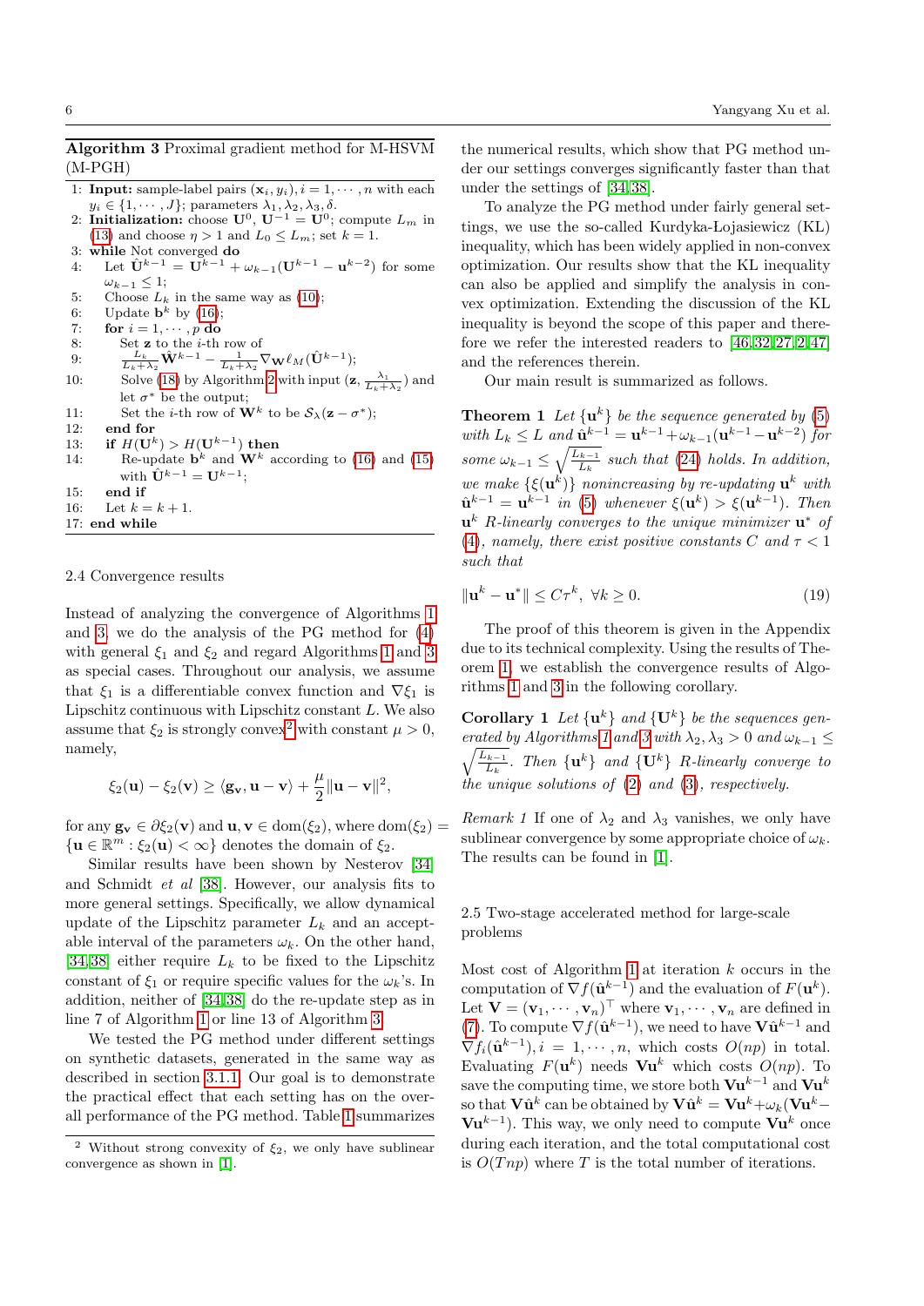**Algorithm 3** Proximal gradient method for M-HSVM (M-PGH)

```
1: Input: sample-label pairs (x_i, y_i), i = 1, ..., n with each y_i ∈ {1, ..., J}; parameters λ1, λ2, λ3, δ.
2: Initialization: choose U^0, U^{-1} = U^0; compute L_m in (13) and choose η > 1 and L_0 ≤ L_m; set k = 1.
3: while Not converged do
4:   Let Û^{k-1} = U^{k-1} + ω_{k-1}(U^{k-1} − u^{k-2}) for some ω_{k-1} ≤ 1;
5:   Choose L_k in the same way as (10);
6:   Update b^k by (16);
7:   for i = 1, ..., p do
8:     Set z to the i-th row of
9:       (L_k/(L_k+λ2)) Ŵ^{k-1} − (1/(L_k+λ2)) ∇_W ℓ_M(Û^{k-1});
10:    Solve (18) by Algorithm 2 with input (z, λ1/(L_k+λ2)) and let σ* be the output;
11:    Set the i-th row of W^k to be S_λ(z − σ*);
12:  end for
13:  if H(U^k) > H(U^{k-1}) then
14:    Re-update b^k and W^k according to (16) and (15) with Û^{k-1} = U^{k-1};
15:  end if
16:  Let k = k + 1.
17: end while
```

### 2.4 Convergence results

Instead of analyzing the convergence of Algorithms 1 and 3, we do the analysis of the PG method for (4) with general $\xi_1$ and $\xi_2$ and regard Algorithms 1 and 3 as special cases. Throughout our analysis, we assume that $\xi_1$ is a differentiable convex function and $\nabla\xi_1$ is Lipschitz continuous with Lipschitz constant $L$. We also assume that $\xi_2$ is strongly convex[2] with constant $\mu > 0$, namely,

$$\xi_2(\mathbf{u}) - \xi_2(\mathbf{v}) \geq \langle \mathbf{g}_\mathbf{v}, \mathbf{u} - \mathbf{v}\rangle + \frac{\mu}{2}\|\mathbf{u} - \mathbf{v}\|^2,$$

for any $\mathbf{g}_\mathbf{v} \in \partial\xi_2(\mathbf{v})$ and $\mathbf{u}, \mathbf{v} \in \mathrm{dom}(\xi_2)$, where $\mathrm{dom}(\xi_2) = \{\mathbf{u} \in \mathbb{R}^m : \xi_2(\mathbf{u}) < \infty\}$ denotes the domain of $\xi_2$.

Similar results have been shown by Nesterov [34] and Schmidt *et al* [38]. However, our analysis fits to more general settings. Specifically, we allow dynamical update of the Lipschitz parameter $L_k$ and an acceptable interval of the parameters $\omega_k$. On the other hand, [34,38] either require $L_k$ to be fixed to the Lipschitz constant of $\xi_1$ or require specific values for the $\omega_k$'s. In addition, neither of [34,38] do the re-update step as in line 7 of Algorithm 1 or line 13 of Algorithm 3.

We tested the PG method under different settings on synthetic datasets, generated in the same way as described in section 3.1.1. Our goal is to demonstrate the practical effect that each setting has on the overall performance of the PG method. Table 1 summarizes the numerical results, which show that PG method under our settings converges significantly faster than that under the settings of [34,38].

To analyze the PG method under fairly general settings, we use the so-called Kurdyka-Łojasiewicz (KL) inequality, which has been widely applied in non-convex optimization. Our results show that the KL inequality can also be applied and simplify the analysis in convex optimization. Extending the discussion of the KL inequality is beyond the scope of this paper and therefore we refer the interested readers to [46,32,27,2,47] and the references therein.

Our main result is summarized as follows.

**Theorem 1** *Let $\{\mathbf{u}^k\}$ be the sequence generated by (5) with $L_k \leq L$ and $\hat{\mathbf{u}}^{k-1} = \mathbf{u}^{k-1} + \omega_{k-1}(\mathbf{u}^{k-1} - \mathbf{u}^{k-2})$ for some $\omega_{k-1} \leq \sqrt{\frac{L_{k-1}}{L_k}}$ such that (24) holds. In addition, we make $\{\xi(\mathbf{u}^k)\}$ nonincreasing by re-updating $\mathbf{u}^k$ with $\hat{\mathbf{u}}^{k-1} = \mathbf{u}^{k-1}$ in (5) whenever $\xi(\mathbf{u}^k) > \xi(\mathbf{u}^{k-1})$. Then $\mathbf{u}^k$ R-linearly converges to the unique minimizer $\mathbf{u}^*$ of (4), namely, there exist positive constants $C$ and $\tau < 1$ such that*

$$\|\mathbf{u}^k - \mathbf{u}^*\| \leq C\tau^k, \ \ \forall k \geq 0. \tag{19}$$

The proof of this theorem is given in the Appendix due to its technical complexity. Using the results of Theorem 1, we establish the convergence results of Algorithms 1 and 3 in the following corollary.

**Corollary 1** *Let $\{\mathbf{u}^k\}$ and $\{\mathbf{U}^k\}$ be the sequences generated by Algorithms 1 and 3 with $\lambda_2, \lambda_3 > 0$ and $\omega_{k-1} \leq \sqrt{\frac{L_{k-1}}{L_k}}$. Then $\{\mathbf{u}^k\}$ and $\{\mathbf{U}^k\}$ R-linearly converge to the unique solutions of (2) and (3), respectively.*

*Remark 1* If one of $\lambda_2$ and $\lambda_3$ vanishes, we only have sublinear convergence by some appropriate choice of $\omega_k$. The results can be found in [1].

### 2.5 Two-stage accelerated method for large-scale problems

Most cost of Algorithm 1 at iteration $k$ occurs in the computation of $\nabla f(\hat{\mathbf{u}}^{k-1})$ and the evaluation of $F(\mathbf{u}^k)$. Let $\mathbf{V} = (\mathbf{v}_1, \cdots, \mathbf{v}_n)^\top$ where $\mathbf{v}_1, \cdots, \mathbf{v}_n$ are defined in (7). To compute $\nabla f(\hat{\mathbf{u}}^{k-1})$, we need to have $\mathbf{V}\hat{\mathbf{u}}^{k-1}$ and $\nabla f_i(\hat{\mathbf{u}}^{k-1}), i = 1, \cdots, n$, which costs $O(np)$ in total. Evaluating $F(\mathbf{u}^k)$ needs $\mathbf{V}\mathbf{u}^k$ which costs $O(np)$. To save the computing time, we store both $\mathbf{V}\mathbf{u}^{k-1}$ and $\mathbf{V}\mathbf{u}^k$ so that $\mathbf{V}\hat{\mathbf{u}}^k$ can be obtained by $\mathbf{V}\hat{\mathbf{u}}^k = \mathbf{V}\mathbf{u}^k + \omega_k(\mathbf{V}\mathbf{u}^k - \mathbf{V}\mathbf{u}^{k-1})$. This way, we only need to compute $\mathbf{V}\mathbf{u}^k$ once during each iteration, and the total computational cost is $O(Tnp)$ where $T$ is the total number of iterations.

[2] Without strong convexity of $\xi_2$, we only have sublinear convergence as shown in [1].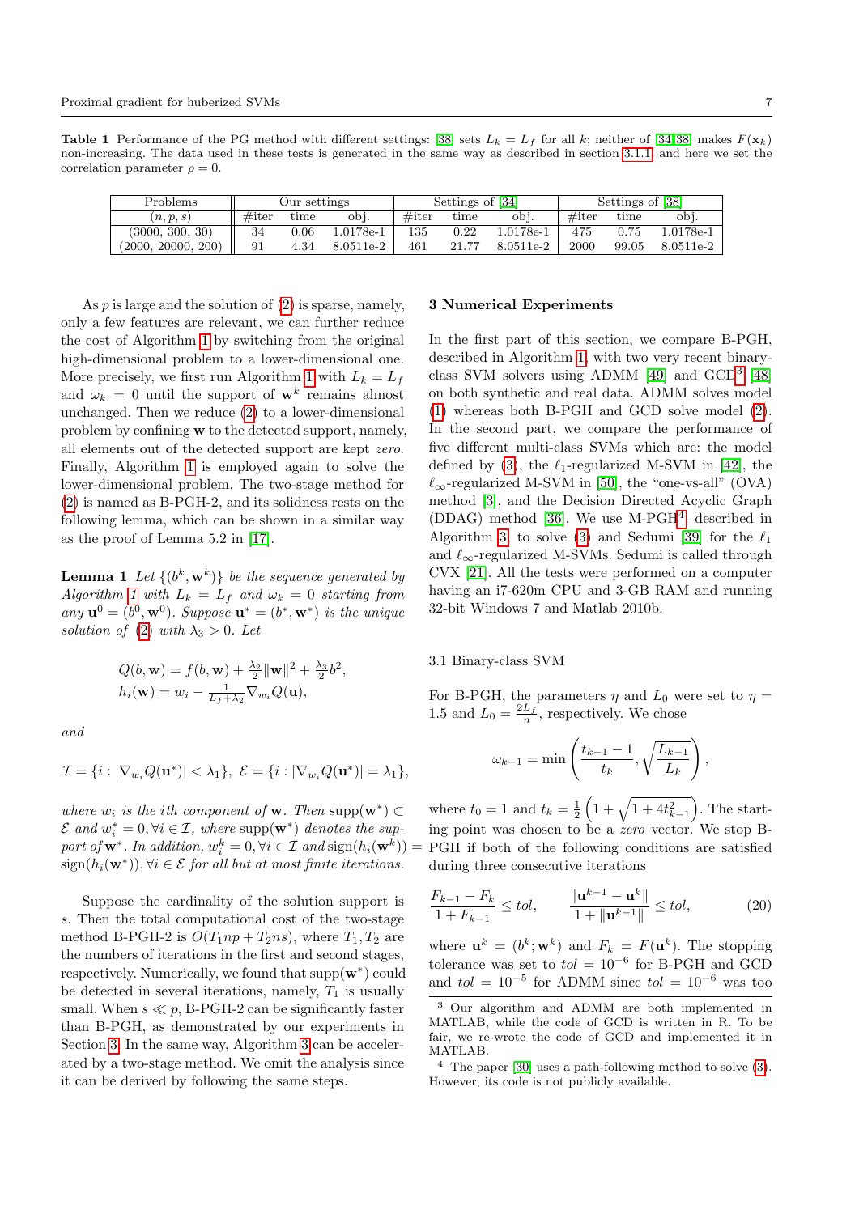**Table 1** Performance of the PG method with different settings: [38] sets $L_k = L_f$ for all $k$; neither of [34,38] makes $F(\mathbf{x}_k)$ non-increasing. The data used in these tests is generated in the same way as described in section 3.1.1 and here we set the correlation parameter $\rho = 0$.

| Problems | Our settings | | | Settings of [34] | | | Settings of [38] | | |
|---|---|---|---|---|---|---|---|---|---|
| $(n, p, s)$ | #iter | time | obj. | #iter | time | obj. | #iter | time | obj. |
| (3000, 300, 30) | 34 | 0.06 | 1.0178e-1 | 135 | 0.22 | 1.0178e-1 | 475 | 0.75 | 1.0178e-1 |
| (2000, 20000, 200) | 91 | 4.34 | 8.0511e-2 | 461 | 21.77 | 8.0511e-2 | 2000 | 99.05 | 8.0511e-2 |

As $p$ is large and the solution of (2) is sparse, namely, only a few features are relevant, we can further reduce the cost of Algorithm 1 by switching from the original high-dimensional problem to a lower-dimensional one. More precisely, we first run Algorithm 1 with $L_k = L_f$ and $\omega_k = 0$ until the support of $\mathbf{w}^k$ remains almost unchanged. Then we reduce (2) to a lower-dimensional problem by confining $\mathbf{w}$ to the detected support, namely, all elements out of the detected support are kept *zero*. Finally, Algorithm 1 is employed again to solve the lower-dimensional problem. The two-stage method for (2) is named as B-PGH-2, and its solidness rests on the following lemma, which can be shown in a similar way as the proof of Lemma 5.2 in [17].

**Lemma 1** *Let $\{(b^k, \mathbf{w}^k)\}$ be the sequence generated by Algorithm 1 with $L_k = L_f$ and $\omega_k = 0$ starting from any $\mathbf{u}^0 = (b^0, \mathbf{w}^0)$. Suppose $\mathbf{u}^* = (b^*, \mathbf{w}^*)$ is the unique solution of (2) with $\lambda_3 > 0$. Let*

$$
\begin{aligned}
Q(b, \mathbf{w}) &= f(b, \mathbf{w}) + \tfrac{\lambda_2}{2}\|\mathbf{w}\|^2 + \tfrac{\lambda_3}{2} b^2, \\
h_i(\mathbf{w}) &= w_i - \tfrac{1}{L_f + \lambda_2} \nabla_{w_i} Q(\mathbf{u}),
\end{aligned}
$$

*and*

$$
\mathcal{I} = \{i : |\nabla_{w_i} Q(\mathbf{u}^*)| < \lambda_1\}, \; \mathcal{E} = \{i : |\nabla_{w_i} Q(\mathbf{u}^*)| = \lambda_1\},
$$

*where $w_i$ is the ith component of $\mathbf{w}$. Then $\mathrm{supp}(\mathbf{w}^*) \subset \mathcal{E}$ and $w_i^* = 0, \forall i \in \mathcal{I}$, where $\mathrm{supp}(\mathbf{w}^*)$ denotes the support of $\mathbf{w}^*$. In addition, $w_i^k = 0, \forall i \in \mathcal{I}$ and $\mathrm{sign}(h_i(\mathbf{w}^k)) = \mathrm{sign}(h_i(\mathbf{w}^*)), \forall i \in \mathcal{E}$ for all but at most finite iterations.*

Suppose the cardinality of the solution support is $s$. Then the total computational cost of the two-stage method B-PGH-2 is $O(T_1 np + T_2 ns)$, where $T_1, T_2$ are the numbers of iterations in the first and second stages, respectively. Numerically, we found that $\mathrm{supp}(\mathbf{w}^*)$ could be detected in several iterations, namely, $T_1$ is usually small. When $s \ll p$, B-PGH-2 can be significantly faster than B-PGH, as demonstrated by our experiments in Section 3. In the same way, Algorithm 3 can be accelerated by a two-stage method. We omit the analysis since it can be derived by following the same steps.

## 3 Numerical Experiments

In the first part of this section, we compare B-PGH, described in Algorithm 1, with two very recent binary-class SVM solvers using ADMM [49] and GCD[3] [48] on both synthetic and real data. ADMM solves model (1) whereas both B-PGH and GCD solve model (2). In the second part, we compare the performance of five different multi-class SVMs which are: the model defined by (3), the $\ell_1$-regularized M-SVM in [42], the $\ell_\infty$-regularized M-SVM in [50], the "one-vs-all" (OVA) method [3], and the Decision Directed Acyclic Graph (DDAG) method [36]. We use M-PGH[4] described in Algorithm 3 to solve (3) and Sedumi [39] for the $\ell_1$ and $\ell_\infty$-regularized M-SVMs. Sedumi is called through CVX [21]. All the tests were performed on a computer having an i7-620m CPU and 3-GB RAM and running 32-bit Windows 7 and Matlab 2010b.

### 3.1 Binary-class SVM

For B-PGH, the parameters $\eta$ and $L_0$ were set to $\eta = 1.5$ and $L_0 = \frac{2L_f}{n}$, respectively. We chose

$$
\omega_{k-1} = \min\left(\frac{t_{k-1} - 1}{t_k}, \sqrt{\frac{L_{k-1}}{L_k}}\right),
$$

where $t_0 = 1$ and $t_k = \frac{1}{2}\left(1 + \sqrt{1 + 4t_{k-1}^2}\right)$. The starting point was chosen to be a *zero* vector. We stop B-PGH if both of the following conditions are satisfied during three consecutive iterations

$$
\frac{F_{k-1} - F_k}{1 + F_{k-1}} \le tol, \qquad \frac{\|\mathbf{u}^{k-1} - \mathbf{u}^k\|}{1 + \|\mathbf{u}^{k-1}\|} \le tol, \tag{20}
$$

where $\mathbf{u}^k = (b^k; \mathbf{w}^k)$ and $F_k = F(\mathbf{u}^k)$. The stopping tolerance was set to $tol = 10^{-6}$ for B-PGH and GCD and $tol = 10^{-5}$ for ADMM since $tol = 10^{-6}$ was too

[3] Our algorithm and ADMM are both implemented in MATLAB, while the code of GCD is written in R. To be fair, we re-wrote the code of GCD and implemented it in MATLAB.

[4] The paper [30] uses a path-following method to solve (3). However, its code is not publicly available.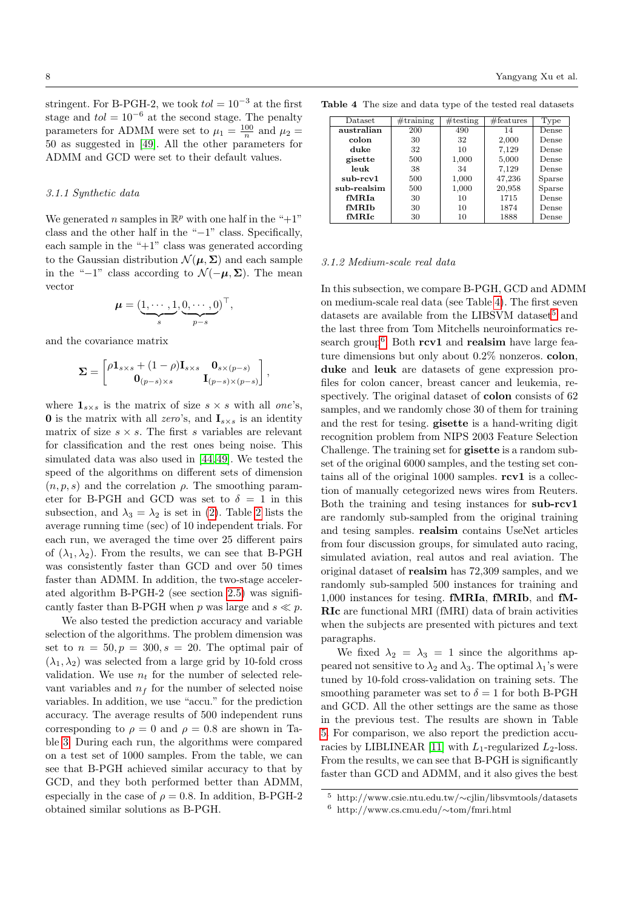stringent. For B-PGH-2, we took $tol = 10^{-3}$ at the first stage and $tol = 10^{-6}$ at the second stage. The penalty parameters for ADMM were set to $\mu_1 = \frac{100}{n}$ and $\mu_2 = 50$ as suggested in [49]. All the other parameters for ADMM and GCD were set to their default values.

#### *3.1.1 Synthetic data*

We generated $n$ samples in $\mathbb{R}^p$ with one half in the "+1" class and the other half in the "−1" class. Specifically, each sample in the "+1" class was generated according to the Gaussian distribution $\mathcal{N}(\boldsymbol{\mu}, \boldsymbol{\Sigma})$ and each sample in the "−1" class according to $\mathcal{N}(-\boldsymbol{\mu}, \boldsymbol{\Sigma})$. The mean vector

$$\boldsymbol{\mu} = (\underbrace{1, \cdots, 1}_{s}, \underbrace{0, \cdots, 0}_{p-s})^\top,$$

and the covariance matrix

$$\boldsymbol{\Sigma} = \begin{bmatrix} \rho \mathbf{1}_{s\times s} + (1-\rho)\mathbf{I}_{s\times s} & \mathbf{0}_{s\times(p-s)} \\ \mathbf{0}_{(p-s)\times s} & \mathbf{I}_{(p-s)\times(p-s)} \end{bmatrix},$$

where $\mathbf{1}_{s\times s}$ is the matrix of size $s \times s$ with all *one*'s, $\mathbf{0}$ is the matrix with all *zero*'s, and $\mathbf{I}_{s\times s}$ is an identity matrix of size $s \times s$. The first $s$ variables are relevant for classification and the rest ones being noise. This simulated data was also used in [44,49]. We tested the speed of the algorithms on different sets of dimension $(n, p, s)$ and the correlation $\rho$. The smoothing parameter for B-PGH and GCD was set to $\delta = 1$ in this subsection, and $\lambda_3 = \lambda_2$ is set in (2). Table 2 lists the average running time (sec) of 10 independent trials. For each run, we averaged the time over 25 different pairs of $(\lambda_1, \lambda_2)$. From the results, we can see that B-PGH was consistently faster than GCD and over 50 times faster than ADMM. In addition, the two-stage accelerated algorithm B-PGH-2 (see section 2.5) was significantly faster than B-PGH when $p$ was large and $s \ll p$.

We also tested the prediction accuracy and variable selection of the algorithms. The problem dimension was set to $n = 50, p = 300, s = 20$. The optimal pair of $(\lambda_1, \lambda_2)$ was selected from a large grid by 10-fold cross validation. We use $n_t$ for the number of selected relevant variables and $n_f$ for the number of selected noise variables. In addition, we use "accu." for the prediction accuracy. The average results of 500 independent runs corresponding to $\rho = 0$ and $\rho = 0.8$ are shown in Table 3. During each run, the algorithms were compared on a test set of 1000 samples. From the table, we can see that B-PGH achieved similar accuracy to that by GCD, and they both performed better than ADMM, especially in the case of $\rho = 0.8$. In addition, B-PGH-2 obtained similar solutions as B-PGH.

**Table 4** The size and data type of the tested real datasets

| Dataset | #training | #testing | #features | Type |
|---|---|---|---|---|
| **australian** | 200 | 490 | 14 | Dense |
| **colon** | 30 | 32 | 2,000 | Dense |
| **duke** | 32 | 10 | 7,129 | Dense |
| **gisette** | 500 | 1,000 | 5,000 | Dense |
| **leuk** | 38 | 34 | 7,129 | Dense |
| **sub-rcv1** | 500 | 1,000 | 47,236 | Sparse |
| **sub-realsim** | 500 | 1,000 | 20,958 | Sparse |
| **fMRIa** | 30 | 10 | 1715 | Dense |
| **fMRIb** | 30 | 10 | 1874 | Dense |
| **fMRIc** | 30 | 10 | 1888 | Dense |

#### *3.1.2 Medium-scale real data*

In this subsection, we compare B-PGH, GCD and ADMM on medium-scale real data (see Table 4). The first seven datasets are available from the LIBSVM dataset[5] and the last three from Tom Mitchells neuroinformatics research group[6]. Both **rcv1** and **realsim** have large feature dimensions but only about 0.2% nonzeros. **colon**, **duke** and **leuk** are datasets of gene expression profiles for colon cancer, breast cancer and leukemia, respectively. The original dataset of **colon** consists of 62 samples, and we randomly chose 30 of them for training and the rest for tesing. **gisette** is a hand-writing digit recognition problem from NIPS 2003 Feature Selection Challenge. The training set for **gisette** is a random subset of the original 6000 samples, and the testing set contains all of the original 1000 samples. **rcv1** is a collection of manually cetegorized news wires from Reuters. Both the training and tesing instances for **sub-rcv1** are randomly sub-sampled from the original training and testing samples. **realsim** contains UseNet articles from four discussion groups, for simulated auto racing, simulated aviation, real autos and real aviation. The original dataset of **realsim** has 72,309 samples, and we randomly sub-sampled 500 instances for training and 1,000 instances for tesing. **fMRIa**, **fMRIb**, and **fMRIc** are functional MRI (fMRI) data of brain activities when the subjects are presented with pictures and text paragraphs.

We fixed $\lambda_2 = \lambda_3 = 1$ since the algorithms appeared not sensitive to $\lambda_2$ and $\lambda_3$. The optimal $\lambda_1$'s were tuned by 10-fold cross-validation on training sets. The smoothing parameter was set to $\delta = 1$ for both B-PGH and GCD. All the other settings are the same as those in the previous test. The results are shown in Table 5. For comparison, we also report the prediction accuracies by LIBLINEAR [11] with $L_1$-regularized $L_2$-loss. From the results, we can see that B-PGH is significantly faster than GCD and ADMM, and it also gives the best

[5] http://www.csie.ntu.edu.tw/∼cjlin/libsvmtools/datasets

[6] http://www.cs.cmu.edu/∼tom/fmri.html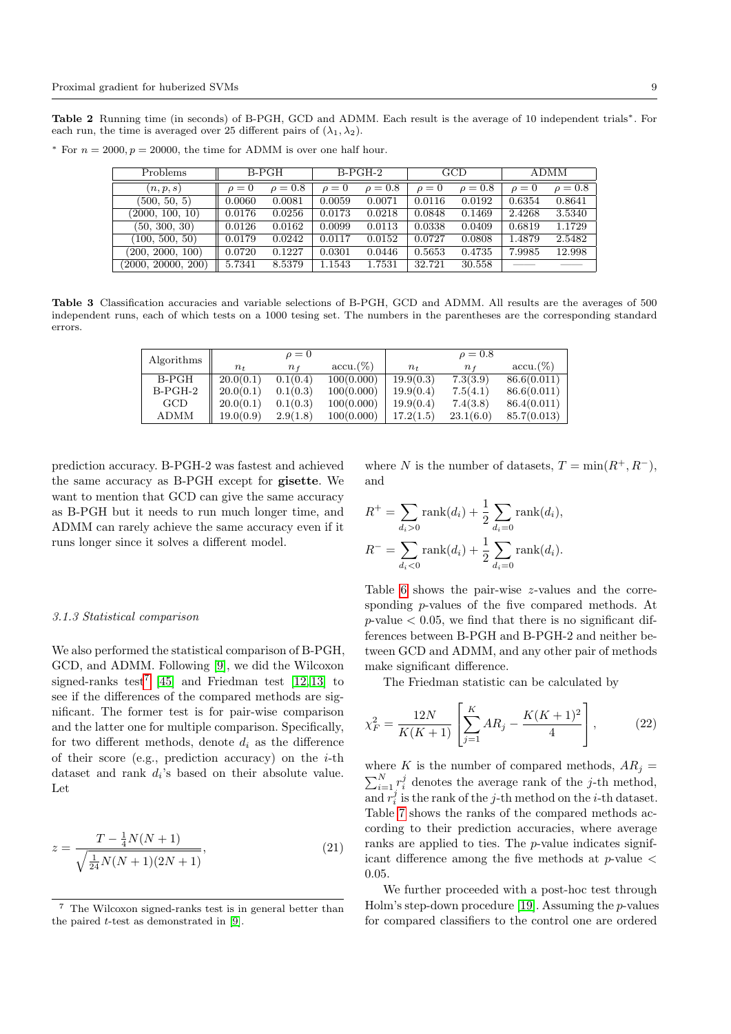**Table 2** Running time (in seconds) of B-PGH, GCD and ADMM. Each result is the average of 10 independent trials*. For each run, the time is averaged over 25 different pairs of $(\lambda_1, \lambda_2)$.

* For $n = 2000, p = 20000$, the time for ADMM is over one half hour.

| Problems | B-PGH | | B-PGH-2 | | GCD | | ADMM | |
|---|---|---|---|---|---|---|---|---|
| $(n, p, s)$ | $\rho = 0$ | $\rho = 0.8$ | $\rho = 0$ | $\rho = 0.8$ | $\rho = 0$ | $\rho = 0.8$ | $\rho = 0$ | $\rho = 0.8$ |
| (500, 50, 5) | 0.0060 | 0.0081 | 0.0059 | 0.0071 | 0.0116 | 0.0192 | 0.6354 | 0.8641 |
| (2000, 100, 10) | 0.0176 | 0.0256 | 0.0173 | 0.0218 | 0.0848 | 0.1469 | 2.4268 | 3.5340 |
| (50, 300, 30) | 0.0126 | 0.0162 | 0.0099 | 0.0113 | 0.0338 | 0.0409 | 0.6819 | 1.1729 |
| (100, 500, 50) | 0.0179 | 0.0242 | 0.0117 | 0.0152 | 0.0727 | 0.0808 | 1.4879 | 2.5482 |
| (200, 2000, 100) | 0.0720 | 0.1227 | 0.0301 | 0.0446 | 0.5653 | 0.4735 | 7.9985 | 12.998 |
| (2000, 20000, 200) | 5.7341 | 8.5379 | 1.1543 | 1.7531 | 32.721 | 30.558 | —— | —— |

**Table 3** Classification accuracies and variable selections of B-PGH, GCD and ADMM. All results are the averages of 500 independent runs, each of which tests on a 1000 tesing set. The numbers in the parentheses are the corresponding standard errors.

| Algorithms | $\rho = 0$ | | | $\rho = 0.8$ | | |
|---|---|---|---|---|---|---|
| | $n_t$ | $n_f$ | accu.(%) | $n_t$ | $n_f$ | accu.(%) |
| B-PGH | 20.0(0.1) | 0.1(0.4) | 100(0.000) | 19.9(0.3) | 7.3(3.9) | 86.6(0.011) |
| B-PGH-2 | 20.0(0.1) | 0.1(0.3) | 100(0.000) | 19.9(0.4) | 7.5(4.1) | 86.6(0.011) |
| GCD | 20.0(0.1) | 0.1(0.3) | 100(0.000) | 19.9(0.4) | 7.4(3.8) | 86.4(0.011) |
| ADMM | 19.0(0.9) | 2.9(1.8) | 100(0.000) | 17.2(1.5) | 23.1(6.0) | 85.7(0.013) |

prediction accuracy. B-PGH-2 was fastest and achieved the same accuracy as B-PGH except for **gisette**. We want to mention that GCD can give the same accuracy as B-PGH but it needs to run much longer time, and ADMM can rarely achieve the same accuracy even if it runs longer since it solves a different model.

### 3.1.3 Statistical comparison

We also performed the statistical comparison of B-PGH, GCD, and ADMM. Following [9], we did the Wilcoxon signed-ranks test[7] [45] and Friedman test [12,13] to see if the differences of the compared methods are significant. The former test is for pair-wise comparison and the latter one for multiple comparison. Specifically, for two different methods, denote $d_i$ as the difference of their score (e.g., prediction accuracy) on the $i$-th dataset and rank $d_i$'s based on their absolute value. Let

$$z = \frac{T - \frac{1}{4}N(N+1)}{\sqrt{\frac{1}{24}N(N+1)(2N+1)}}, \tag{21}$$

where $N$ is the number of datasets, $T = \min(R^+, R^-)$, and

$$R^+ = \sum_{d_i > 0} \text{rank}(d_i) + \frac{1}{2}\sum_{d_i = 0} \text{rank}(d_i),$$
$$R^- = \sum_{d_i < 0} \text{rank}(d_i) + \frac{1}{2}\sum_{d_i = 0} \text{rank}(d_i).$$

Table 6 shows the pair-wise $z$-values and the corresponding $p$-values of the five compared methods. At $p$-value $< 0.05$, we find that there is no significant differences between B-PGH and B-PGH-2 and neither between GCD and ADMM, and any other pair of methods make significant difference.

The Friedman statistic can be calculated by

$$\chi_F^2 = \frac{12N}{K(K+1)}\left[\sum_{j=1}^{K} AR_j - \frac{K(K+1)^2}{4}\right], \tag{22}$$

where $K$ is the number of compared methods, $AR_j = \sum_{i=1}^{N} r_i^j$ denotes the average rank of the $j$-th method, and $r_i^j$ is the rank of the $j$-th method on the $i$-th dataset. Table 7 shows the ranks of the compared methods according to their prediction accuracies, where average ranks are applied to ties. The $p$-value indicates significant difference among the five methods at $p$-value $< 0.05$.

We further proceeded with a post-hoc test through Holm's step-down procedure [19]. Assuming the $p$-values for compared classifiers to the control one are ordered

[7] The Wilcoxon signed-ranks test is in general better than the paired $t$-test as demonstrated in [9].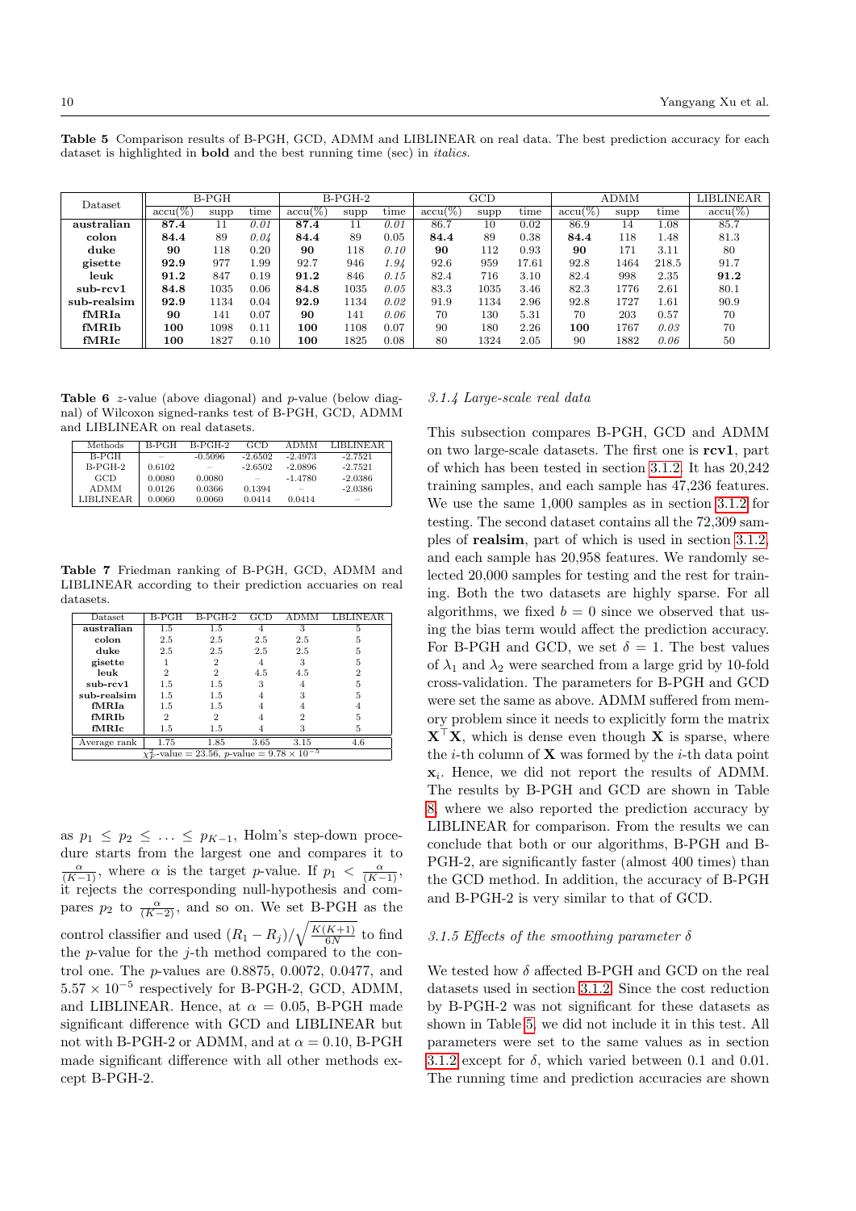**Table 5** Comparison results of B-PGH, GCD, ADMM and LIBLINEAR on real data. The best prediction accuracy for each dataset is highlighted in **bold** and the best running time (sec) in *italics*.

| Dataset | B-PGH | | | B-PGH-2 | | | GCD | | | ADMM | | | LIBLINEAR |
|---|---|---|---|---|---|---|---|---|---|---|---|---|---|
| | accu(%) | supp | time | accu(%) | supp | time | accu(%) | supp | time | accu(%) | supp | time | accu(%) |
| **australian** | **87.4** | 11 | *0.01* | **87.4** | 11 | *0.01* | 86.7 | 10 | 0.02 | 86.9 | 14 | 1.08 | 85.7 |
| **colon** | **84.4** | 89 | *0.04* | **84.4** | 89 | 0.05 | **84.4** | 89 | 0.38 | **84.4** | 118 | 1.48 | 81.3 |
| **duke** | **90** | 118 | 0.20 | **90** | 118 | *0.10* | **90** | 112 | 0.93 | **90** | 171 | 3.11 | 80 |
| **gisette** | **92.9** | 977 | 1.99 | 92.7 | 946 | *1.94* | 92.6 | 959 | 17.61 | 92.8 | 1464 | 218.5 | 91.7 |
| **leuk** | **91.2** | 847 | 0.19 | **91.2** | 846 | *0.15* | 82.4 | 716 | 3.10 | 82.4 | 998 | 2.35 | **91.2** |
| **sub-rcv1** | **84.8** | 1035 | 0.06 | **84.8** | 1035 | *0.05* | 83.3 | 1035 | 3.46 | 82.3 | 1776 | 2.61 | 80.1 |
| **sub-realsim** | **92.9** | 1134 | 0.04 | **92.9** | 1134 | *0.02* | 91.9 | 1134 | 2.96 | 92.8 | 1727 | 1.61 | 90.9 |
| **fMRIa** | **90** | 141 | 0.07 | **90** | 141 | *0.06* | 70 | 130 | 5.31 | 70 | 203 | 0.57 | 70 |
| **fMRIb** | **100** | 1098 | 0.11 | **100** | 1108 | 0.07 | 90 | 180 | 2.26 | **100** | 1767 | *0.03* | 70 |
| **fMRIc** | **100** | 1827 | 0.10 | **100** | 1825 | 0.08 | 80 | 1324 | 2.05 | 90 | 1882 | *0.06* | 50 |

**Table 6** $z$-value (above diagonal) and $p$-value (below diagonal) of Wilcoxon signed-ranks test of B-PGH, GCD, ADMM and LIBLINEAR on real datasets.

| Methods | B-PGH | B-PGH-2 | GCD | ADMM | LIBLINEAR |
|---|---|---|---|---|---|
| B-PGH | – | -0.5096 | -2.6502 | -2.4973 | -2.7521 |
| B-PGH-2 | 0.6102 | – | -2.6502 | -2.0896 | -2.7521 |
| GCD | 0.0080 | 0.0080 | – | -1.4780 | -2.0386 |
| ADMM | 0.0126 | 0.0366 | 0.1394 | – | -2.0386 |
| LIBLINEAR | 0.0060 | 0.0060 | 0.0414 | 0.0414 | – |

**Table 7** Friedman ranking of B-PGH, GCD, ADMM and LIBLINEAR according to their prediction accuaries on real datasets.

| Dataset | B-PGH | B-PGH-2 | GCD | ADMM | LBLINEAR |
|---|---|---|---|---|---|
| **australian** | 1.5 | 1.5 | 4 | 3 | 5 |
| **colon** | 2.5 | 2.5 | 2.5 | 2.5 | 5 |
| **duke** | 2.5 | 2.5 | 2.5 | 2.5 | 5 |
| **gisette** | 1 | 2 | 4 | 3 | 5 |
| **leuk** | 2 | 2 | 4.5 | 4.5 | 2 |
| **sub-rcv1** | 1.5 | 1.5 | 3 | 4 | 5 |
| **sub-realsim** | 1.5 | 1.5 | 4 | 3 | 5 |
| **fMRIa** | 1.5 | 1.5 | 4 | 4 | 4 |
| **fMRIb** | 2 | 2 | 4 | 2 | 5 |
| **fMRIc** | 1.5 | 1.5 | 4 | 3 | 5 |
| Average rank | 1.75 | 1.85 | 3.65 | 3.15 | 4.6 |
| $\chi^2_F$-value = 23.56, $p$-value = $9.78 \times 10^{-5}$ | | | | | |

as $p_1 \leq p_2 \leq \ldots \leq p_{K-1}$, Holm's step-down procedure starts from the largest one and compares it to $\frac{\alpha}{(K-1)}$, where $\alpha$ is the target $p$-value. If $p_1 < \frac{\alpha}{(K-1)}$, it rejects the corresponding null-hypothesis and compares $p_2$ to $\frac{\alpha}{(K-2)}$, and so on. We set B-PGH as the control classifier and used $(R_1 - R_j)/\sqrt{\frac{K(K+1)}{6N}}$ to find the $p$-value for the $j$-th method compared to the control one. The $p$-values are 0.8875, 0.0072, 0.0477, and $5.57 \times 10^{-5}$ respectively for B-PGH-2, GCD, ADMM, and LIBLINEAR. Hence, at $\alpha = 0.05$, B-PGH made significant difference with GCD and LIBLINEAR but not with B-PGH-2 or ADMM, and at $\alpha = 0.10$, B-PGH made significant difference with all other methods except B-PGH-2.

#### *3.1.4 Large-scale real data*

This subsection compares B-PGH, GCD and ADMM on two large-scale datasets. The first one is **rcv1**, part of which has been tested in section 3.1.2. It has 20,242 training samples, and each sample has 47,236 features. We use the same 1,000 samples as in section 3.1.2 for testing. The second dataset contains all the 72,309 samples of **realsim**, part of which is used in section 3.1.2, and each sample has 20,958 features. We randomly selected 20,000 samples for testing and the rest for training. Both the two datasets are highly sparse. For all algorithms, we fixed $b = 0$ since we observed that using the bias term would affect the prediction accuracy. For B-PGH and GCD, we set $\delta = 1$. The best values of $\lambda_1$ and $\lambda_2$ were searched from a large grid by 10-fold cross-validation. The parameters for B-PGH and GCD were set the same as above. ADMM suffered from memory problem since it needs to explicitly form the matrix $\mathbf{X}^\top \mathbf{X}$, which is dense even though $\mathbf{X}$ is sparse, where the $i$-th column of $\mathbf{X}$ was formed by the $i$-th data point $\mathbf{x}_i$. Hence, we did not report the results of ADMM. The results by B-PGH and GCD are shown in Table 8, where we also reported the prediction accuracy by LIBLINEAR for comparison. From the results we can conclude that both or our algorithms, B-PGH and B-PGH-2, are significantly faster (almost 400 times) than the GCD method. In addition, the accuracy of B-PGH and B-PGH-2 is very similar to that of GCD.

#### *3.1.5 Effects of the smoothing parameter $\delta$*

We tested how $\delta$ affected B-PGH and GCD on the real datasets used in section 3.1.2. Since the cost reduction by B-PGH-2 was not significant for these datasets as shown in Table 5, we did not include it in this test. All parameters were set to the same values as in section 3.1.2 except for $\delta$, which varied between 0.1 and 0.01. The running time and prediction accuracies are shown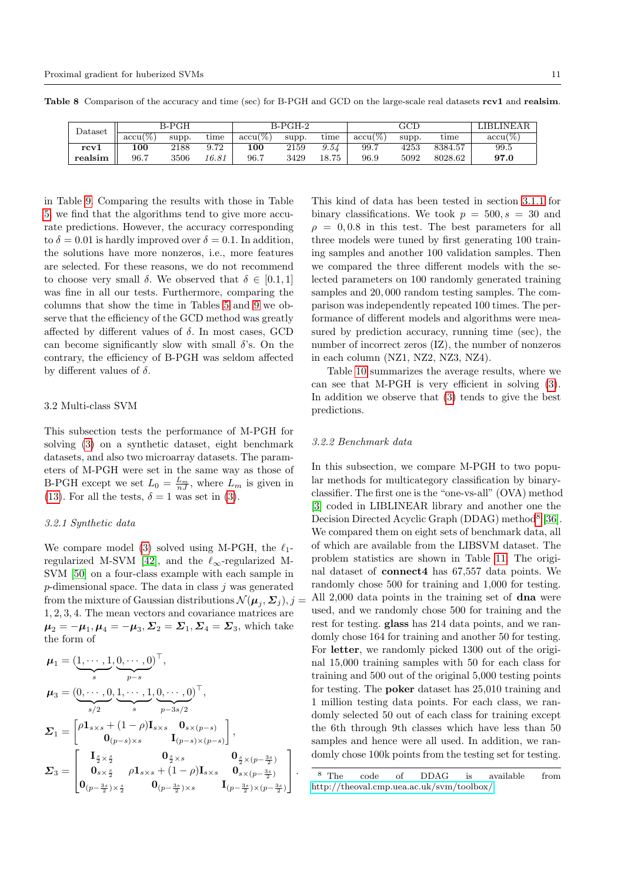**Table 8** Comparison of the accuracy and time (sec) for B-PGH and GCD on the large-scale real datasets **rcv1** and **realsim**.

| Dataset | B-PGH | | | B-PGH-2 | | | GCD | | | LIBLINEAR |
|---|---|---|---|---|---|---|---|---|---|---|
| | accu(%) | supp. | time | accu(%) | supp. | time | accu(%) | supp. | time | accu(%) |
| **rcv1** | **100** | 2188 | 9.72 | **100** | 2159 | *9.54* | 99.7 | 4253 | 8384.57 | 99.5 |
| **realsim** | 96.7 | 3506 | *16.81* | 96.7 | 3429 | 18.75 | 96.9 | 5092 | 8028.62 | **97.0** |

in Table 9. Comparing the results with those in Table 5, we find that the algorithms tend to give more accurate predictions. However, the accuracy corresponding to $\delta = 0.01$ is hardly improved over $\delta = 0.1$. In addition, the solutions have more nonzeros, i.e., more features are selected. For these reasons, we do not recommend to choose very small $\delta$. We observed that $\delta \in [0.1, 1]$ was fine in all our tests. Furthermore, comparing the columns that show the time in Tables 5 and 9 we observe that the efficiency of the GCD method was greatly affected by different values of $\delta$. In most cases, GCD can become significantly slow with small $\delta$'s. On the contrary, the efficiency of B-PGH was seldom affected by different values of $\delta$.

### 3.2 Multi-class SVM

This subsection tests the performance of M-PGH for solving (3) on a synthetic dataset, eight benchmark datasets, and also two microarray datasets. The parameters of M-PGH were set in the same way as those of B-PGH except we set $L_0 = \frac{L_m}{nJ}$, where $L_m$ is given in (13). For all the tests, $\delta = 1$ was set in (3).

#### *3.2.1 Synthetic data*

We compare model (3) solved using M-PGH, the $\ell_1$-regularized M-SVM [42], and the $\ell_\infty$-regularized M-SVM [50] on a four-class example with each sample in $p$-dimensional space. The data in class $j$ was generated from the mixture of Gaussian distributions $\mathcal{N}(\boldsymbol{\mu}_j, \boldsymbol{\Sigma}_j), j = 1, 2, 3, 4$. The mean vectors and covariance matrices are $\boldsymbol{\mu}_2 = -\boldsymbol{\mu}_1, \boldsymbol{\mu}_4 = -\boldsymbol{\mu}_3, \boldsymbol{\Sigma}_2 = \boldsymbol{\Sigma}_1, \boldsymbol{\Sigma}_4 = \boldsymbol{\Sigma}_3$, which take the form of

$$\boldsymbol{\mu}_1 = (\underbrace{1, \cdots, 1}_{s}, \underbrace{0, \cdots, 0}_{p-s})^\top,$$

$$\boldsymbol{\mu}_3 = (\underbrace{0, \cdots, 0}_{s/2}, \underbrace{1, \cdots, 1}_{s}, \underbrace{0, \cdots, 0}_{p-3s/2})^\top,$$

$$\boldsymbol{\Sigma}_1 = \begin{bmatrix} \rho \mathbf{1}_{s\times s} + (1-\rho)\mathbf{I}_{s\times s} & \mathbf{0}_{s\times(p-s)} \\ \mathbf{0}_{(p-s)\times s} & \mathbf{I}_{(p-s)\times(p-s)} \end{bmatrix},$$

$$\boldsymbol{\Sigma}_3 = \begin{bmatrix} \mathbf{I}_{\frac{s}{2}\times\frac{s}{2}} & \mathbf{0}_{\frac{s}{2}\times s} & \mathbf{0}_{\frac{s}{2}\times(p-\frac{3s}{2})} \\ \mathbf{0}_{s\times\frac{s}{2}} & \rho\mathbf{1}_{s\times s} + (1-\rho)\mathbf{I}_{s\times s} & \mathbf{0}_{s\times(p-\frac{3s}{2})} \\ \mathbf{0}_{(p-\frac{3s}{2})\times\frac{s}{2}} & \mathbf{0}_{(p-\frac{3s}{2})\times s} & \mathbf{I}_{(p-\frac{3s}{2})\times(p-\frac{3s}{2})} \end{bmatrix}.$$

This kind of data has been tested in section 3.1.1 for binary classifications. We took $p = 500, s = 30$ and $\rho = 0, 0.8$ in this test. The best parameters for all three models were tuned by first generating 100 training samples and another 100 validation samples. Then we compared the three different models with the selected parameters on 100 randomly generated training samples and 20,000 random testing samples. The comparison was independently repeated 100 times. The performance of different models and algorithms were measured by prediction accuracy, running time (sec), the number of incorrect zeros (IZ), the number of nonzeros in each column (NZ1, NZ2, NZ3, NZ4).

Table 10 summarizes the average results, where we can see that M-PGH is very efficient in solving (3). In addition we observe that (3) tends to give the best predictions.

#### *3.2.2 Benchmark data*

In this subsection, we compare M-PGH to two popular methods for multicategory classification by binary-classifier. The first one is the "one-vs-all" (OVA) method [3] coded in LIBLINEAR library and another one the Decision Directed Acyclic Graph (DDAG) method[8] [36]. We compared them on eight sets of benchmark data, all of which are available from the LIBSVM dataset. The problem statistics are shown in Table 11. The original dataset of **connect4** has 67,557 data points. We randomly chose 500 for training and 1,000 for testing. All 2,000 data points in the training set of **dna** were used, and we randomly chose 500 for training and the rest for testing. **glass** has 214 data points, and we randomly chose 164 for training and another 50 for testing. For **letter**, we randomly picked 1300 out of the original 15,000 training samples with 50 for each class for training and 500 out of the original 5,000 testing points for testing. The **poker** dataset has 25,010 training and 1 million testing data points. For each class, we randomly selected 50 out of each class for training except the 6th through 9th classes which have less than 50 samples and hence were all used. In addition, we randomly chose 100k points from the testing set for testing.

[8] The code of DDAG is available from http://theoval.cmp.uea.ac.uk/svm/toolbox/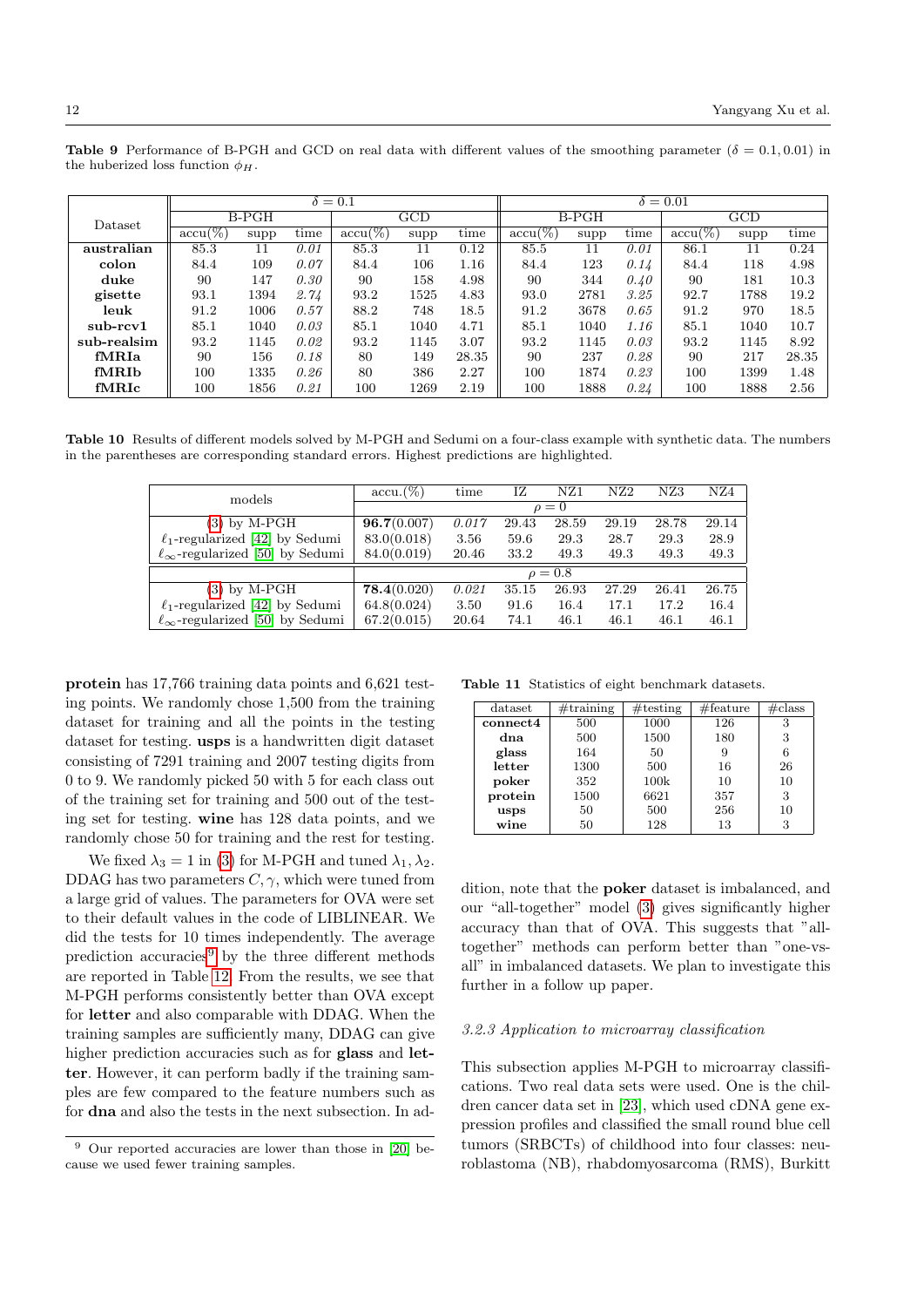**Table 9** Performance of B-PGH and GCD on real data with different values of the smoothing parameter ($\delta = 0.1, 0.01$) in the huberized loss function $\phi_H$.

| Dataset | $\delta = 0.1$ | | | | | | $\delta = 0.01$ | | | | | |
|---|---|---|---|---|---|---|---|---|---|---|---|---|
| | B-PGH | | | GCD | | | B-PGH | | | GCD | | |
| | accu(%) | supp | time | accu(%) | supp | time | accu(%) | supp | time | accu(%) | supp | time |
| **australian** | 85.3 | 11 | *0.01* | 85.3 | 11 | 0.12 | 85.5 | 11 | *0.01* | 86.1 | 11 | 0.24 |
| **colon** | 84.4 | 109 | *0.07* | 84.4 | 106 | 1.16 | 84.4 | 123 | *0.14* | 84.4 | 118 | 4.98 |
| **duke** | 90 | 147 | *0.30* | 90 | 158 | 4.98 | 90 | 344 | *0.40* | 90 | 181 | 10.3 |
| **gisette** | 93.1 | 1394 | *2.74* | 93.2 | 1525 | 4.83 | 93.0 | 2781 | *3.25* | 92.7 | 1788 | 19.2 |
| **leuk** | 91.2 | 1006 | *0.57* | 88.2 | 748 | 18.5 | 91.2 | 3678 | *0.65* | 91.2 | 970 | 18.5 |
| **sub-rcv1** | 85.1 | 1040 | *0.03* | 85.1 | 1040 | 4.71 | 85.1 | 1040 | *1.16* | 85.1 | 1040 | 10.7 |
| **sub-realsim** | 93.2 | 1145 | *0.02* | 93.2 | 1145 | 3.07 | 93.2 | 1145 | *0.03* | 93.2 | 1145 | 8.92 |
| **fMRIa** | 90 | 156 | *0.18* | 80 | 149 | 28.35 | 90 | 237 | *0.28* | 90 | 217 | 28.35 |
| **fMRIb** | 100 | 1335 | *0.26* | 80 | 386 | 2.27 | 100 | 1874 | *0.23* | 100 | 1399 | 1.48 |
| **fMRIc** | 100 | 1856 | *0.21* | 100 | 1269 | 2.19 | 100 | 1888 | *0.24* | 100 | 1888 | 2.56 |

**Table 10** Results of different models solved by M-PGH and Sedumi on a four-class example with synthetic data. The numbers in the parentheses are corresponding standard errors. Highest predictions are highlighted.

| models | accu.(%) | time | IZ | NZ1 | NZ2 | NZ3 | NZ4 |
|---|---|---|---|---|---|---|---|
| | $\rho = 0$ | | | | | | |
| (3) by M-PGH | **96.7**(0.007) | *0.017* | 29.43 | 28.59 | 29.19 | 28.78 | 29.14 |
| $\ell_1$-regularized [42] by Sedumi | 83.0(0.018) | 3.56 | 59.6 | 29.3 | 28.7 | 29.3 | 28.9 |
| $\ell_\infty$-regularized [50] by Sedumi | 84.0(0.019) | 20.46 | 33.2 | 49.3 | 49.3 | 49.3 | 49.3 |
| | $\rho = 0.8$ | | | | | | |
| (3) by M-PGH | **78.4**(0.020) | *0.021* | 35.15 | 26.93 | 27.29 | 26.41 | 26.75 |
| $\ell_1$-regularized [42] by Sedumi | 64.8(0.024) | 3.50 | 91.6 | 16.4 | 17.1 | 17.2 | 16.4 |
| $\ell_\infty$-regularized [50] by Sedumi | 67.2(0.015) | 20.64 | 74.1 | 46.1 | 46.1 | 46.1 | 46.1 |

**protein** has 17,766 training data points and 6,621 testing points. We randomly chose 1,500 from the training dataset for training and all the points in the testing dataset for testing. **usps** is a handwritten digit dataset consisting of 7291 training and 2007 testing digits from 0 to 9. We randomly picked 50 with 5 for each class out of the training set for training and 500 out of the testing set for testing. **wine** has 128 data points, and we randomly chose 50 for training and the rest for testing.

We fixed $\lambda_3 = 1$ in (3) for M-PGH and tuned $\lambda_1, \lambda_2$. DDAG has two parameters $C, \gamma$, which were tuned from a large grid of values. The parameters for OVA were set to their default values in the code of LIBLINEAR. We did the tests for 10 times independently. The average prediction accuracies[9] by the three different methods are reported in Table 12. From the results, we see that M-PGH performs consistently better than OVA except for **letter** and also comparable with DDAG. When the training samples are sufficiently many, DDAG can give higher prediction accuracies such as for **glass** and **letter**. However, it can perform badly if the training samples are few compared to the feature numbers such as for **dna** and also the tests in the next subsection. In addition, note that the **poker** dataset is imbalanced, and our "all-together" model (3) gives significantly higher accuracy than that of OVA. This suggests that "all-together" methods can perform better than "one-vs-all" in imbalanced datasets. We plan to investigate this further in a follow up paper.

**Table 11** Statistics of eight benchmark datasets.

| dataset | #training | #testing | #feature | #class |
|---|---|---|---|---|
| **connect4** | 500 | 1000 | 126 | 3 |
| **dna** | 500 | 1500 | 180 | 3 |
| **glass** | 164 | 50 | 9 | 6 |
| **letter** | 1300 | 500 | 16 | 26 |
| **poker** | 352 | 100k | 10 | 10 |
| **protein** | 1500 | 6621 | 357 | 3 |
| **usps** | 50 | 500 | 256 | 10 |
| **wine** | 50 | 128 | 13 | 3 |

### 3.2.3 Application to microarray classification

This subsection applies M-PGH to microarray classifications. Two real data sets were used. One is the children cancer data set in [23], which used cDNA gene expression profiles and classified the small round blue cell tumors (SRBCTs) of childhood into four classes: neuroblastoma (NB), rhabdomyosarcoma (RMS), Burkitt

[9] Our reported accuracies are lower than those in [20] because we used fewer training samples.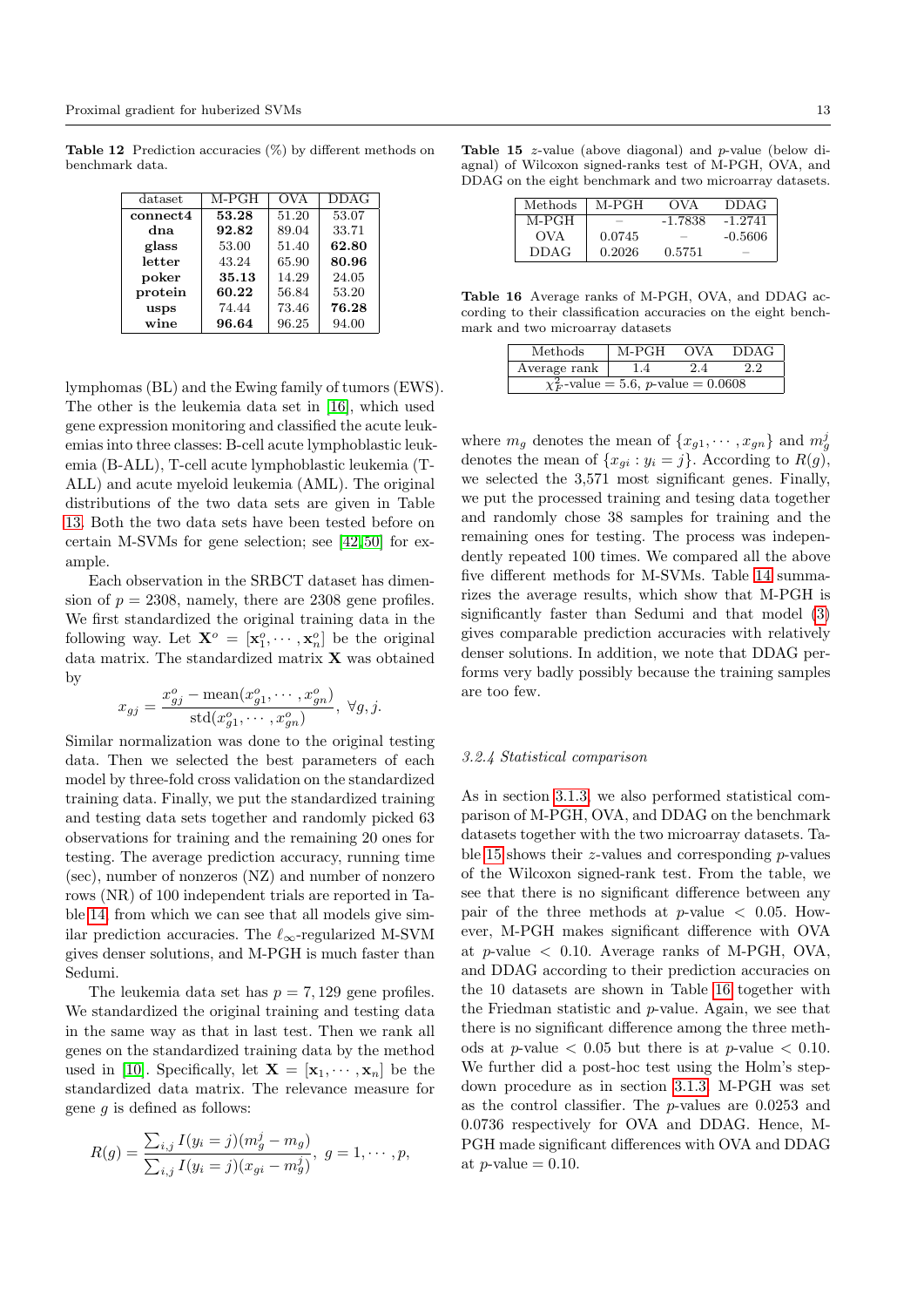**Table 12** Prediction accuracies (%) by different methods on benchmark data.

| dataset | M-PGH | OVA | DDAG |
|---|---|---|---|
| **connect4** | **53.28** | 51.20 | 53.07 |
| **dna** | **92.82** | 89.04 | 33.71 |
| **glass** | 53.00 | 51.40 | **62.80** |
| **letter** | 43.24 | 65.90 | **80.96** |
| **poker** | **35.13** | 14.29 | 24.05 |
| **protein** | **60.22** | 56.84 | 53.20 |
| **usps** | 74.44 | 73.46 | **76.28** |
| **wine** | **96.64** | 96.25 | 94.00 |

lymphomas (BL) and the Ewing family of tumors (EWS). The other is the leukemia data set in [16], which used gene expression monitoring and classified the acute leukemias into three classes: B-cell acute lymphoblastic leukemia (B-ALL), T-cell acute lymphoblastic leukemia (T-ALL) and acute myeloid leukemia (AML). The original distributions of the two data sets are given in Table 13. Both the two data sets have been tested before on certain M-SVMs for gene selection; see [42,50] for example.

Each observation in the SRBCT dataset has dimension of $p = 2308$, namely, there are 2308 gene profiles. We first standardized the original training data in the following way. Let $\mathbf{X}^o = [\mathbf{x}_1^o, \cdots, \mathbf{x}_n^o]$ be the original data matrix. The standardized matrix $\mathbf{X}$ was obtained by

$$x_{gj} = \frac{x_{gj}^o - \text{mean}(x_{g1}^o, \cdots, x_{gn}^o)}{\text{std}(x_{g1}^o, \cdots, x_{gn}^o)}, \ \forall g, j.$$

Similar normalization was done to the original testing data. Then we selected the best parameters of each model by three-fold cross validation on the standardized training data. Finally, we put the standardized training and testing data sets together and randomly picked 63 observations for training and the remaining 20 ones for testing. The average prediction accuracy, running time (sec), number of nonzeros (NZ) and number of nonzero rows (NR) of 100 independent trials are reported in Table 14, from which we can see that all models give similar prediction accuracies. The $\ell_\infty$-regularized M-SVM gives denser solutions, and M-PGH is much faster than Sedumi.

The leukemia data set has $p = 7,129$ gene profiles. We standardized the original training and testing data in the same way as that in last test. Then we rank all genes on the standardized training data by the method used in [10]. Specifically, let $\mathbf{X} = [\mathbf{x}_1, \cdots, \mathbf{x}_n]$ be the standardized data matrix. The relevance measure for gene $g$ is defined as follows:

$$R(g) = \frac{\sum_{i,j} I(y_i = j)(m_g^j - m_g)}{\sum_{i,j} I(y_i = j)(x_{gi} - m_g^j)}, \ g = 1, \cdots, p,$$

where $m_g$ denotes the mean of $\{x_{g1}, \cdots, x_{gn}\}$ and $m_g^j$ denotes the mean of $\{x_{gi} : y_i = j\}$. According to $R(g)$, we selected the 3,571 most significant genes. Finally, we put the processed training and tesing data together and randomly chose 38 samples for training and the remaining ones for testing. The process was independently repeated 100 times. We compared all the above five different methods for M-SVMs. Table 14 summarizes the average results, which show that M-PGH is significantly faster than Sedumi and that model (3) gives comparable prediction accuracies with relatively denser solutions. In addition, we note that DDAG performs very badly possibly because the training samples are too few.

**Table 15** $z$-value (above diagonal) and $p$-value (below diagonal) of Wilcoxon signed-ranks test of M-PGH, OVA, and DDAG on the eight benchmark and two microarray datasets.

| Methods | M-PGH | OVA | DDAG |
|---|---|---|---|
| M-PGH | – | -1.7838 | -1.2741 |
| OVA | 0.0745 | – | -0.5606 |
| DDAG | 0.2026 | 0.5751 | – |

**Table 16** Average ranks of M-PGH, OVA, and DDAG according to their classification accuracies on the eight benchmark and two microarray datasets

| Methods | M-PGH | OVA | DDAG |
|---|---|---|---|
| Average rank | 1.4 | 2.4 | 2.2 |
| $\chi_F^2$-value = 5.6, $p$-value = 0.0608 | | | |

### 3.2.4 Statistical comparison

As in section 3.1.3, we also performed statistical comparison of M-PGH, OVA, and DDAG on the benchmark datasets together with the two microarray datasets. Table 15 shows their $z$-values and corresponding $p$-values of the Wilcoxon signed-rank test. From the table, we see that there is no significant difference between any pair of the three methods at $p$-value $< 0.05$. However, M-PGH makes significant difference with OVA at $p$-value $< 0.10$. Average ranks of M-PGH, OVA, and DDAG according to their prediction accuracies on the 10 datasets are shown in Table 16 together with the Friedman statistic and $p$-value. Again, we see that there is no significant difference among the three methods at $p$-value $< 0.05$ but there is at $p$-value $< 0.10$. We further did a post-hoc test using the Holm's step-down procedure as in section 3.1.3. M-PGH was set as the control classifier. The $p$-values are 0.0253 and 0.0736 respectively for OVA and DDAG. Hence, M-PGH made significant differences with OVA and DDAG at $p$-value = 0.10.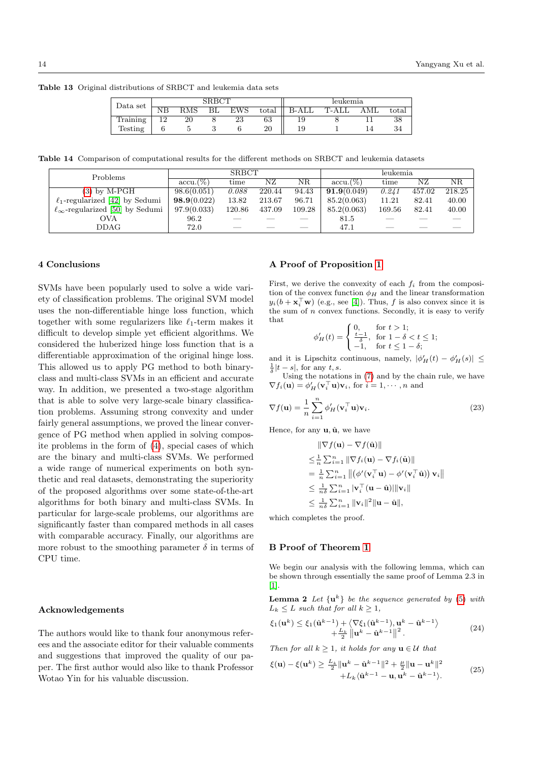**Table 13** Original distributions of SRBCT and leukemia data sets

| Data set | SRBCT | | | | | leukemia | | | |
|---|---|---|---|---|---|---|---|---|---|
| | NB | RMS | BL | EWS | total | B-ALL | T-ALL | AML | total |
| Training | 12 | 20 | 8 | 23 | 63 | 19 | 8 | 11 | 38 |
| Testing | 6 | 5 | 3 | 6 | 20 | 19 | 1 | 14 | 34 |

**Table 14** Comparison of computational results for the different methods on SRBCT and leukemia datasets

| Problems | SRBCT | | | | leukemia | | | |
|---|---|---|---|---|---|---|---|---|
| | accu.(%) | time | NZ | NR | accu.(%) | time | NZ | NR |
| (3) by M-PGH | 98.6(0.051) | *0.088* | 220.44 | 94.43 | **91.9**(0.049) | *0.241* | 457.02 | 218.25 |
| $\ell_1$-regularized [42] by Sedumi | **98.9**(0.022) | 13.82 | 213.67 | 96.71 | 85.2(0.063) | 11.21 | 82.41 | 40.00 |
| $\ell_\infty$-regularized [50] by Sedumi | 97.9(0.033) | 120.86 | 437.09 | 109.28 | 85.2(0.063) | 169.56 | 82.41 | 40.00 |
| OVA | 96.2 | — | — | — | 81.5 | — | — | — |
| DDAG | 72.0 | — | — | — | 47.1 | — | — | — |

## 4 Conclusions

SVMs have been popularly used to solve a wide variety of classification problems. The original SVM model uses the non-differentiable hinge loss function, which together with some regularizers like $\ell_1$-term makes it difficult to develop simple yet efficient algorithms. We considered the huberized hinge loss function that is a differentiable approximation of the original hinge loss. This allowed us to apply PG method to both binary-class and multi-class SVMs in an efficient and accurate way. In addition, we presented a two-stage algorithm that is able to solve very large-scale binary classification problems. Assuming strong convexity and under fairly general assumptions, we proved the linear convergence of PG method when applied in solving composite problems in the form of (4), special cases of which are the binary and multi-class SVMs. We performed a wide range of numerical experiments on both synthetic and real datasets, demonstrating the superiority of the proposed algorithms over some state-of-the-art algorithms for both binary and multi-class SVMs. In particular for large-scale problems, our algorithms are significantly faster than compared methods in all cases with comparable accuracy. Finally, our algorithms are more robust to the smoothing parameter $\delta$ in terms of CPU time.

## Acknowledgements

The authors would like to thank four anonymous referees and the associate editor for their valuable comments and suggestions that improved the quality of our paper. The first author would also like to thank Professor Wotao Yin for his valuable discussion.

## A Proof of Proposition 1

First, we derive the convexity of each $f_i$ from the composition of the convex function $\phi_H$ and the linear transformation $y_i(b + \mathbf{x}_i^\top \mathbf{w})$ (e.g., see [4]). Thus, $f$ is also convex since it is the sum of $n$ convex functions. Secondly, it is easy to verify that

$$\phi_H'(t) = \begin{cases} 0, & \text{for } t > 1; \\ \frac{t-1}{\delta}, & \text{for } 1-\delta < t \le 1; \\ -1, & \text{for } t \le 1-\delta; \end{cases}$$

and it is Lipschitz continuous, namely, $|\phi_H'(t) - \phi_H'(s)| \le \frac{1}{\delta}|t-s|$, for any $t, s$.

Using the notations in (7) and by the chain rule, we have $\nabla f_i(\mathbf{u}) = \phi_H'(\mathbf{v}_i^\top \mathbf{u})\mathbf{v}_i$, for $i = 1, \cdots, n$ and

$$\nabla f(\mathbf{u}) = \frac{1}{n}\sum_{i=1}^n \phi_H'(\mathbf{v}_i^\top \mathbf{u})\mathbf{v}_i. \tag{23}$$

Hence, for any $\mathbf{u}, \hat{\mathbf{u}}$, we have

$$\begin{aligned}
&\|\nabla f(\mathbf{u}) - \nabla f(\hat{\mathbf{u}})\| \\
\le& \tfrac{1}{n}\textstyle\sum_{i=1}^n \|\nabla f_i(\mathbf{u}) - \nabla f_i(\hat{\mathbf{u}})\| \\
=& \tfrac{1}{n}\textstyle\sum_{i=1}^n \left\|\left(\phi'(\mathbf{v}_i^\top \mathbf{u}) - \phi'(\mathbf{v}_i^\top \hat{\mathbf{u}})\right)\mathbf{v}_i\right\| \\
\le& \tfrac{1}{n\delta}\textstyle\sum_{i=1}^n |\mathbf{v}_i^\top(\mathbf{u} - \hat{\mathbf{u}})|\|\mathbf{v}_i\| \\
\le& \tfrac{1}{n\delta}\textstyle\sum_{i=1}^n \|\mathbf{v}_i\|^2\|\mathbf{u} - \hat{\mathbf{u}}\|,
\end{aligned}$$

which completes the proof.

## B Proof of Theorem 1

We begin our analysis with the following lemma, which can be shown through essentially the same proof of Lemma 2.3 in [1].

**Lemma 2** *Let $\{\mathbf{u}^k\}$ be the sequence generated by (5) with $L_k \le L$ such that for all $k \ge 1$,*

$$\xi_1(\mathbf{u}^k) \le \xi_1(\hat{\mathbf{u}}^{k-1}) + \left\langle \nabla\xi_1(\hat{\mathbf{u}}^{k-1}), \mathbf{u}^k - \hat{\mathbf{u}}^{k-1}\right\rangle + \frac{L_k}{2}\left\|\mathbf{u}^k - \hat{\mathbf{u}}^{k-1}\right\|^2. \tag{24}$$

*Then for all $k \ge 1$, it holds for any $\mathbf{u} \in \mathcal{U}$ that*

$$\xi(\mathbf{u}) - \xi(\mathbf{u}^k) \ge \frac{L_k}{2}\|\mathbf{u}^k - \hat{\mathbf{u}}^{k-1}\|^2 + \frac{\mu}{2}\|\mathbf{u} - \mathbf{u}^k\|^2 + L_k\langle \hat{\mathbf{u}}^{k-1} - \mathbf{u}, \mathbf{u}^k - \hat{\mathbf{u}}^{k-1}\rangle. \tag{25}$$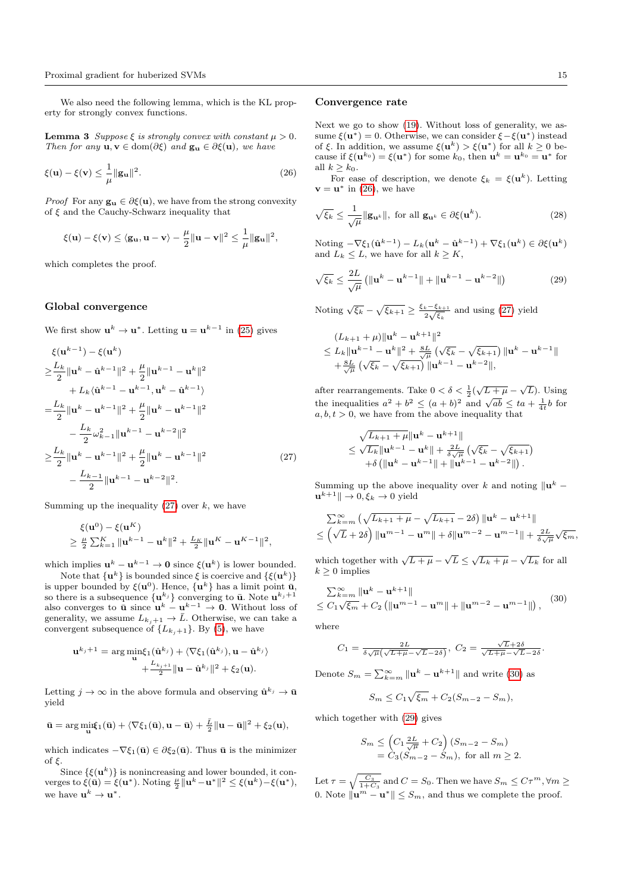We also need the following lemma, which is the KL property for strongly convex functions.

**Lemma 3** *Suppose $\xi$ is strongly convex with constant $\mu > 0$. Then for any $\mathbf{u}, \mathbf{v} \in \text{dom}(\partial\xi)$ and $\mathbf{g_u} \in \partial\xi(\mathbf{u})$, we have*

$$\xi(\mathbf{u}) - \xi(\mathbf{v}) \leq \frac{1}{\mu}\|\mathbf{g_u}\|^2. \tag{26}$$

*Proof* For any $\mathbf{g_u} \in \partial\xi(\mathbf{u})$, we have from the strong convexity of $\xi$ and the Cauchy-Schwarz inequality that

$$\xi(\mathbf{u}) - \xi(\mathbf{v}) \leq \langle \mathbf{g_u}, \mathbf{u} - \mathbf{v}\rangle - \frac{\mu}{2}\|\mathbf{u} - \mathbf{v}\|^2 \leq \frac{1}{\mu}\|\mathbf{g_u}\|^2,$$

which completes the proof.

## Global convergence

We first show $\mathbf{u}^k \to \mathbf{u}^*$. Letting $\mathbf{u} = \mathbf{u}^{k-1}$ in (25) gives

$$\begin{aligned}
&\xi(\mathbf{u}^{k-1}) - \xi(\mathbf{u}^k) \\
\geq &\frac{L_k}{2}\|\mathbf{u}^k - \hat{\mathbf{u}}^{k-1}\|^2 + \frac{\mu}{2}\|\mathbf{u}^{k-1} - \mathbf{u}^k\|^2 \\
&\quad + L_k\langle \hat{\mathbf{u}}^{k-1} - \mathbf{u}^{k-1}, \mathbf{u}^k - \hat{\mathbf{u}}^{k-1}\rangle \\
= &\frac{L_k}{2}\|\mathbf{u}^k - \mathbf{u}^{k-1}\|^2 + \frac{\mu}{2}\|\mathbf{u}^k - \mathbf{u}^{k-1}\|^2 \\
&- \frac{L_k}{2}\omega_{k-1}^2\|\mathbf{u}^{k-1} - \mathbf{u}^{k-2}\|^2 \\
\geq &\frac{L_k}{2}\|\mathbf{u}^k - \mathbf{u}^{k-1}\|^2 + \frac{\mu}{2}\|\mathbf{u}^k - \mathbf{u}^{k-1}\|^2 \\
&- \frac{L_{k-1}}{2}\|\mathbf{u}^{k-1} - \mathbf{u}^{k-2}\|^2.
\end{aligned} \tag{27}$$

Summing up the inequality (27) over $k$, we have

$$\begin{aligned}
&\xi(\mathbf{u}^0) - \xi(\mathbf{u}^K) \\
\geq &\tfrac{\mu}{2}\textstyle\sum_{k=1}^K \|\mathbf{u}^{k-1} - \mathbf{u}^k\|^2 + \tfrac{L_K}{2}\|\mathbf{u}^K - \mathbf{u}^{K-1}\|^2,
\end{aligned}$$

which implies $\mathbf{u}^k - \mathbf{u}^{k-1} \to \mathbf{0}$ since $\xi(\mathbf{u}^k)$ is lower bounded.

Note that $\{\mathbf{u}^k\}$ is bounded since $\xi$ is coercive and $\{\xi(\mathbf{u}^k)\}$ is upper bounded by $\xi(\mathbf{u}^0)$. Hence, $\{\mathbf{u}^k\}$ has a limit point $\bar{\mathbf{u}}$, so there is a subsequence $\{\mathbf{u}^{k_j}\}$ converging to $\bar{\mathbf{u}}$. Note $\mathbf{u}^{k_j+1}$ also converges to $\bar{\mathbf{u}}$ since $\mathbf{u}^k - \mathbf{u}^{k-1} \to \mathbf{0}$. Without loss of generality, we assume $L_{k_j+1} \to \bar{L}$. Otherwise, we can take a convergent subsequence of $\{L_{k_j+1}\}$. By (5), we have

$$\begin{aligned}
\mathbf{u}^{k_j+1} = \arg\min_{\mathbf{u}} &\xi_1(\hat{\mathbf{u}}^{k_j}) + \langle \nabla\xi_1(\hat{\mathbf{u}}^{k_j}), \mathbf{u} - \hat{\mathbf{u}}^{k_j}\rangle \\
&+ \tfrac{L_{k_j+1}}{2}\|\mathbf{u} - \hat{\mathbf{u}}^{k_j}\|^2 + \xi_2(\mathbf{u}).
\end{aligned}$$

Letting $j \to \infty$ in the above formula and observing $\hat{\mathbf{u}}^{k_j} \to \bar{\mathbf{u}}$ yield

$$\bar{\mathbf{u}} = \arg\min_{\mathbf{u}} \xi_1(\bar{\mathbf{u}}) + \langle \nabla\xi_1(\bar{\mathbf{u}}), \mathbf{u} - \bar{\mathbf{u}}\rangle + \tfrac{\bar{L}}{2}\|\mathbf{u} - \bar{\mathbf{u}}\|^2 + \xi_2(\mathbf{u}),$$

which indicates $-\nabla\xi_1(\bar{\mathbf{u}}) \in \partial\xi_2(\bar{\mathbf{u}})$. Thus $\bar{\mathbf{u}}$ is the minimizer of $\xi$.

Since $\{\xi(\mathbf{u}^k)\}$ is nonincreasing and lower bounded, it converges to $\xi(\bar{\mathbf{u}}) = \xi(\mathbf{u}^*)$. Noting $\frac{\mu}{2}\|\mathbf{u}^k - \mathbf{u}^*\|^2 \leq \xi(\mathbf{u}^k) - \xi(\mathbf{u}^*)$, we have $\mathbf{u}^k \to \mathbf{u}^*$.

## Convergence rate

Next we go to show (19). Without loss of generality, we assume $\xi(\mathbf{u}^*) = 0$. Otherwise, we can consider $\xi - \xi(\mathbf{u}^*)$ instead of $\xi$. In addition, we assume $\xi(\mathbf{u}^k) > \xi(\mathbf{u}^*)$ for all $k \geq 0$ because if $\xi(\mathbf{u}^{k_0}) = \xi(\mathbf{u}^*)$ for some $k_0$, then $\mathbf{u}^k = \mathbf{u}^{k_0} = \mathbf{u}^*$ for all $k \geq k_0$.

For ease of description, we denote $\xi_k = \xi(\mathbf{u}^k)$. Letting $\mathbf{v} = \mathbf{u}^*$ in (26), we have

$$\sqrt{\xi_k} \leq \frac{1}{\sqrt{\mu}}\|\mathbf{g}_{\mathbf{u}^k}\|, \text{ for all } \mathbf{g}_{\mathbf{u}^k} \in \partial\xi(\mathbf{u}^k). \tag{28}$$

Noting $-\nabla\xi_1(\hat{\mathbf{u}}^{k-1}) - L_k(\mathbf{u}^k - \hat{\mathbf{u}}^{k-1}) + \nabla\xi_1(\mathbf{u}^k) \in \partial\xi(\mathbf{u}^k)$ and $L_k \leq L$, we have for all $k \geq K$,

$$\sqrt{\xi_k} \leq \frac{2L}{\sqrt{\mu}}\left(\|\mathbf{u}^k - \mathbf{u}^{k-1}\| + \|\mathbf{u}^{k-1} - \mathbf{u}^{k-2}\|\right) \tag{29}$$

Noting $\sqrt{\xi_k} - \sqrt{\xi_{k+1}} \geq \frac{\xi_k - \xi_{k+1}}{2\sqrt{\xi_k}}$ and using (27) yield

$$\begin{aligned}
&(L_{k+1} + \mu)\|\mathbf{u}^k - \mathbf{u}^{k+1}\|^2 \\
\leq &L_k\|\mathbf{u}^{k-1} - \mathbf{u}^k\|^2 + \tfrac{8L}{\sqrt{\mu}}\left(\sqrt{\xi_k} - \sqrt{\xi_{k+1}}\right)\|\mathbf{u}^k - \mathbf{u}^{k-1}\| \\
&+ \tfrac{8L}{\sqrt{\mu}}\left(\sqrt{\xi_k} - \sqrt{\xi_{k+1}}\right)\|\mathbf{u}^{k-1} - \mathbf{u}^{k-2}\|,
\end{aligned}$$

after rearrangements. Take $0 < \delta < \frac{1}{2}(\sqrt{L + \mu} - \sqrt{L})$. Using the inequalities $a^2 + b^2 \leq (a+b)^2$ and $\sqrt{ab} \leq ta + \frac{1}{4t}b$ for $a, b, t > 0$, we have from the above inequality that

$$\begin{aligned}
&\sqrt{L_{k+1} + \mu}\|\mathbf{u}^k - \mathbf{u}^{k+1}\| \\
\leq &\sqrt{L_k}\|\mathbf{u}^{k-1} - \mathbf{u}^k\| + \tfrac{2L}{\delta\sqrt{\mu}}\left(\sqrt{\xi_k} - \sqrt{\xi_{k+1}}\right) \\
&+ \delta\left(\|\mathbf{u}^k - \mathbf{u}^{k-1}\| + \|\mathbf{u}^{k-1} - \mathbf{u}^{k-2}\|\right).
\end{aligned}$$

Summing up the above inequality over $k$ and noting $\|\mathbf{u}^k - \mathbf{u}^{k+1}\| \to 0, \xi_k \to 0$ yield

$$\begin{aligned}
&\textstyle\sum_{k=m}^\infty \left(\sqrt{L_{k+1} + \mu} - \sqrt{L_{k+1}} - 2\delta\right)\|\mathbf{u}^k - \mathbf{u}^{k+1}\| \\
\leq &\left(\sqrt{L} + 2\delta\right)\|\mathbf{u}^{m-1} - \mathbf{u}^m\| + \delta\|\mathbf{u}^{m-2} - \mathbf{u}^{m-1}\| + \tfrac{2L}{\delta\sqrt{\mu}}\sqrt{\xi_m},
\end{aligned}$$

which together with $\sqrt{L + \mu} - \sqrt{L} \leq \sqrt{L_k + \mu} - \sqrt{L_k}$ for all $k \geq 0$ implies

$$\begin{aligned}
&\textstyle\sum_{k=m}^\infty \|\mathbf{u}^k - \mathbf{u}^{k+1}\| \\
\leq &C_1\sqrt{\xi_m} + C_2\left(\|\mathbf{u}^{m-1} - \mathbf{u}^m\| + \|\mathbf{u}^{m-2} - \mathbf{u}^{m-1}\|\right),
\end{aligned} \tag{30}$$

where

$$C_1 = \tfrac{2L}{\delta\sqrt{\mu}(\sqrt{L+\mu} - \sqrt{L} - 2\delta)}, \quad C_2 = \tfrac{\sqrt{L} + 2\delta}{\sqrt{L+\mu} - \sqrt{L} - 2\delta}.$$

Denote $S_m = \sum_{k=m}^\infty \|\mathbf{u}^k - \mathbf{u}^{k+1}\|$ and write (30) as

$$S_m \leq C_1\sqrt{\xi_m} + C_2(S_{m-2} - S_m),$$

which together with (29) gives

$$\begin{aligned}
S_m &\leq \left(C_1\tfrac{2L}{\sqrt{\mu}} + C_2\right)(S_{m-2} - S_m) \\
&= C_3(S_{m-2} - S_m), \text{ for all } m \geq 2.
\end{aligned}$$

Let $\tau = \sqrt{\frac{C_3}{1 + C_3}}$ and $C = S_0$. Then we have $S_m \leq C\tau^m, \forall m \geq 0$. Note $\|\mathbf{u}^m - \mathbf{u}^*\| \leq S_m$, and thus we complete the proof.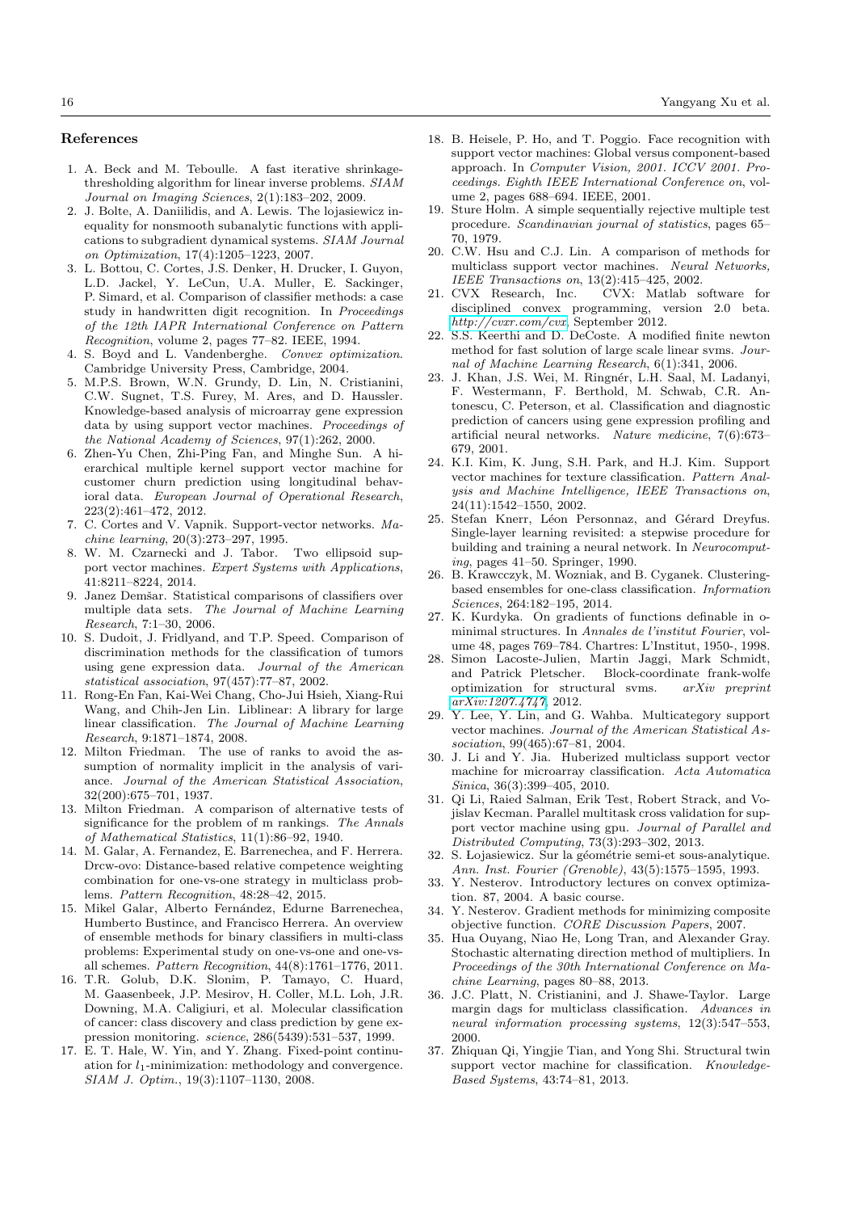## References

1. A. Beck and M. Teboulle. A fast iterative shrinkage-thresholding algorithm for linear inverse problems. *SIAM Journal on Imaging Sciences*, 2(1):183–202, 2009.
2. J. Bolte, A. Daniilidis, and A. Lewis. The lojasiewicz inequality for nonsmooth subanalytic functions with applications to subgradient dynamical systems. *SIAM Journal on Optimization*, 17(4):1205–1223, 2007.
3. L. Bottou, C. Cortes, J.S. Denker, H. Drucker, I. Guyon, L.D. Jackel, Y. LeCun, U.A. Muller, E. Sackinger, P. Simard, et al. Comparison of classifier methods: a case study in handwritten digit recognition. In *Proceedings of the 12th IAPR International Conference on Pattern Recognition*, volume 2, pages 77–82. IEEE, 1994.
4. S. Boyd and L. Vandenberghe. *Convex optimization*. Cambridge University Press, Cambridge, 2004.
5. M.P.S. Brown, W.N. Grundy, D. Lin, N. Cristianini, C.W. Sugnet, T.S. Furey, M. Ares, and D. Haussler. Knowledge-based analysis of microarray gene expression data by using support vector machines. *Proceedings of the National Academy of Sciences*, 97(1):262, 2000.
6. Zhen-Yu Chen, Zhi-Ping Fan, and Minghe Sun. A hierarchical multiple kernel support vector machine for customer churn prediction using longitudinal behavioral data. *European Journal of Operational Research*, 223(2):461–472, 2012.
7. C. Cortes and V. Vapnik. Support-vector networks. *Machine learning*, 20(3):273–297, 1995.
8. W. M. Czarnecki and J. Tabor. Two ellipsoid support vector machines. *Expert Systems with Applications*, 41:8211–8224, 2014.
9. Janez Demšar. Statistical comparisons of classifiers over multiple data sets. *The Journal of Machine Learning Research*, 7:1–30, 2006.
10. S. Dudoit, J. Fridlyand, and T.P. Speed. Comparison of discrimination methods for the classification of tumors using gene expression data. *Journal of the American statistical association*, 97(457):77–87, 2002.
11. Rong-En Fan, Kai-Wei Chang, Cho-Jui Hsieh, Xiang-Rui Wang, and Chih-Jen Lin. Liblinear: A library for large linear classification. *The Journal of Machine Learning Research*, 9:1871–1874, 2008.
12. Milton Friedman. The use of ranks to avoid the assumption of normality implicit in the analysis of variance. *Journal of the American Statistical Association*, 32(200):675–701, 1937.
13. Milton Friedman. A comparison of alternative tests of significance for the problem of m rankings. *The Annals of Mathematical Statistics*, 11(1):86–92, 1940.
14. M. Galar, A. Fernandez, E. Barrenechea, and F. Herrera. Drcw-ovo: Distance-based relative competence weighting combination for one-vs-one strategy in multiclass problems. *Pattern Recognition*, 48:28–42, 2015.
15. Mikel Galar, Alberto Fernández, Edurne Barrenechea, Humberto Bustince, and Francisco Herrera. An overview of ensemble methods for binary classifiers in multi-class problems: Experimental study on one-vs-one and one-vs-all schemes. *Pattern Recognition*, 44(8):1761–1776, 2011.
16. T.R. Golub, D.K. Slonim, P. Tamayo, C. Huard, M. Gaasenbeek, J.P. Mesirov, H. Coller, M.L. Loh, J.R. Downing, M.A. Caligiuri, et al. Molecular classification of cancer: class discovery and class prediction by gene expression monitoring. *science*, 286(5439):531–537, 1999.
17. E. T. Hale, W. Yin, and Y. Zhang. Fixed-point continuation for $l_1$-minimization: methodology and convergence. *SIAM J. Optim.*, 19(3):1107–1130, 2008.
18. B. Heisele, P. Ho, and T. Poggio. Face recognition with support vector machines: Global versus component-based approach. In *Computer Vision, 2001. ICCV 2001. Proceedings. Eighth IEEE International Conference on*, volume 2, pages 688–694. IEEE, 2001.
19. Sture Holm. A simple sequentially rejective multiple test procedure. *Scandinavian journal of statistics*, pages 65–70, 1979.
20. C.W. Hsu and C.J. Lin. A comparison of methods for multiclass support vector machines. *Neural Networks, IEEE Transactions on*, 13(2):415–425, 2002.
21. CVX Research, Inc. CVX: Matlab software for disciplined convex programming, version 2.0 beta. *http://cvxr.com/cvx*, September 2012.
22. S.S. Keerthi and D. DeCoste. A modified finite newton method for fast solution of large scale linear svms. *Journal of Machine Learning Research*, 6(1):341, 2006.
23. J. Khan, J.S. Wei, M. Ringnér, L.H. Saal, M. Ladanyi, F. Westermann, F. Berthold, M. Schwab, C.R. Antonescu, C. Peterson, et al. Classification and diagnostic prediction of cancers using gene expression profiling and artificial neural networks. *Nature medicine*, 7(6):673–679, 2001.
24. K.I. Kim, K. Jung, S.H. Park, and H.J. Kim. Support vector machines for texture classification. *Pattern Analysis and Machine Intelligence, IEEE Transactions on*, 24(11):1542–1550, 2002.
25. Stefan Knerr, Léon Personnaz, and Gérard Dreyfus. Single-layer learning revisited: a stepwise procedure for building and training a neural network. In *Neurocomputing*, pages 41–50. Springer, 1990.
26. B. Krawczyk, M. Wozniak, and B. Cyganek. Clustering-based ensembles for one-class classification. *Information Sciences*, 264:182–195, 2014.
27. K. Kurdyka. On gradients of functions definable in o-minimal structures. In *Annales de l'institut Fourier*, volume 48, pages 769–784. Chartres: L'Institut, 1950-, 1998.
28. Simon Lacoste-Julien, Martin Jaggi, Mark Schmidt, and Patrick Pletscher. Block-coordinate frank-wolfe optimization for structural svms. *arXiv preprint arXiv:1207.4747*, 2012.
29. Y. Lee, Y. Lin, and G. Wahba. Multicategory support vector machines. *Journal of the American Statistical Association*, 99(465):67–81, 2004.
30. J. Li and Y. Jia. Huberized multiclass support vector machine for microarray classification. *Acta Automatica Sinica*, 36(3):399–405, 2010.
31. Qi Li, Raied Salman, Erik Test, Robert Strack, and Vojislav Kecman. Parallel multitask cross validation for support vector machine using gpu. *Journal of Parallel and Distributed Computing*, 73(3):293–302, 2013.
32. S. Łojasiewicz. Sur la géométrie semi-et sous-analytique. *Ann. Inst. Fourier (Grenoble)*, 43(5):1575–1595, 1993.
33. Y. Nesterov. Introductory lectures on convex optimization. 87, 2004. A basic course.
34. Y. Nesterov. Gradient methods for minimizing composite objective function. *CORE Discussion Papers*, 2007.
35. Hua Ouyang, Niao He, Long Tran, and Alexander Gray. Stochastic alternating direction method of multipliers. In *Proceedings of the 30th International Conference on Machine Learning*, pages 80–88, 2013.
36. J.C. Platt, N. Cristianini, and J. Shawe-Taylor. Large margin dags for multiclass classification. *Advances in neural information processing systems*, 12(3):547–553, 2000.
37. Zhiquan Qi, Yingjie Tian, and Yong Shi. Structural twin support vector machine for classification. *Knowledge-Based Systems*, 43:74–81, 2013.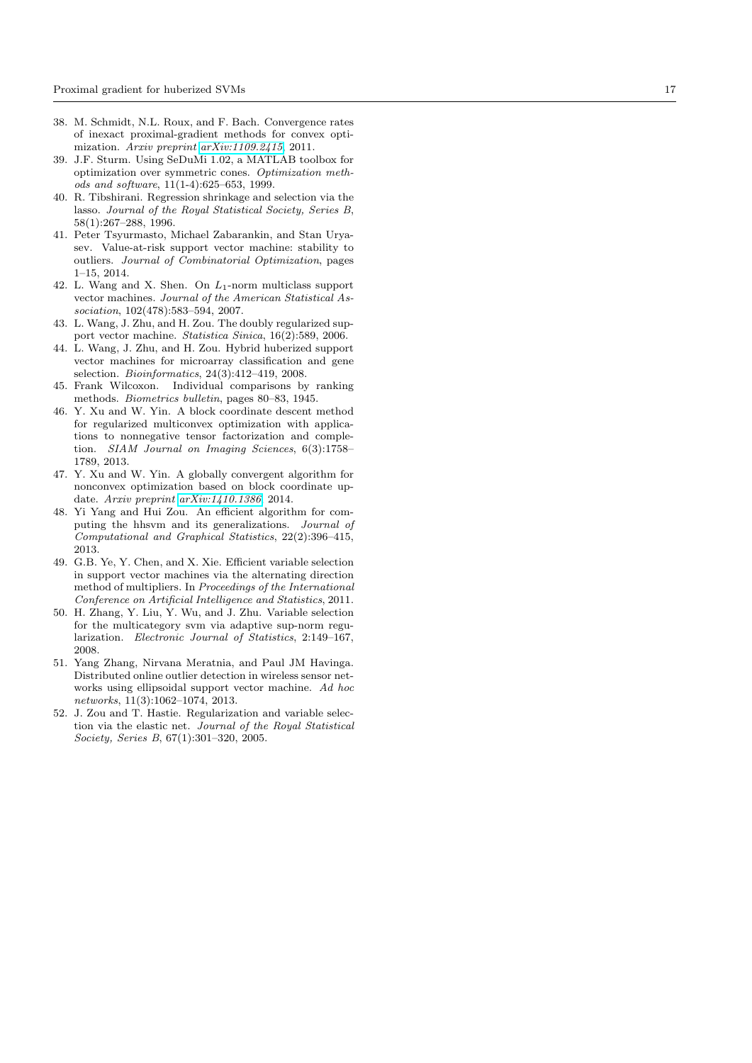38. M. Schmidt, N.L. Roux, and F. Bach. Convergence rates of inexact proximal-gradient methods for convex optimization. *Arxiv preprint arXiv:1109.2415*, 2011.
39. J.F. Sturm. Using SeDuMi 1.02, a MATLAB toolbox for optimization over symmetric cones. *Optimization methods and software*, 11(1-4):625–653, 1999.
40. R. Tibshirani. Regression shrinkage and selection via the lasso. *Journal of the Royal Statistical Society, Series B*, 58(1):267–288, 1996.
41. Peter Tsyurmasto, Michael Zabarankin, and Stan Uryasev. Value-at-risk support vector machine: stability to outliers. *Journal of Combinatorial Optimization*, pages 1–15, 2014.
42. L. Wang and X. Shen. On $L_1$-norm multiclass support vector machines. *Journal of the American Statistical Association*, 102(478):583–594, 2007.
43. L. Wang, J. Zhu, and H. Zou. The doubly regularized support vector machine. *Statistica Sinica*, 16(2):589, 2006.
44. L. Wang, J. Zhu, and H. Zou. Hybrid huberized support vector machines for microarray classification and gene selection. *Bioinformatics*, 24(3):412–419, 2008.
45. Frank Wilcoxon. Individual comparisons by ranking methods. *Biometrics bulletin*, pages 80–83, 1945.
46. Y. Xu and W. Yin. A block coordinate descent method for regularized multiconvex optimization with applications to nonnegative tensor factorization and completion. *SIAM Journal on Imaging Sciences*, 6(3):1758–1789, 2013.
47. Y. Xu and W. Yin. A globally convergent algorithm for nonconvex optimization based on block coordinate update. *Arxiv preprint arXiv:1410.1386*, 2014.
48. Yi Yang and Hui Zou. An efficient algorithm for computing the hhsvm and its generalizations. *Journal of Computational and Graphical Statistics*, 22(2):396–415, 2013.
49. G.B. Ye, Y. Chen, and X. Xie. Efficient variable selection in support vector machines via the alternating direction method of multipliers. In *Proceedings of the International Conference on Artificial Intelligence and Statistics*, 2011.
50. H. Zhang, Y. Liu, Y. Wu, and J. Zhu. Variable selection for the multicategory svm via adaptive sup-norm regularization. *Electronic Journal of Statistics*, 2:149–167, 2008.
51. Yang Zhang, Nirvana Meratnia, and Paul JM Havinga. Distributed online outlier detection in wireless sensor networks using ellipsoidal support vector machine. *Ad hoc networks*, 11(3):1062–1074, 2013.
52. J. Zou and T. Hastie. Regularization and variable selection via the elastic net. *Journal of the Royal Statistical Society, Series B*, 67(1):301–320, 2005.